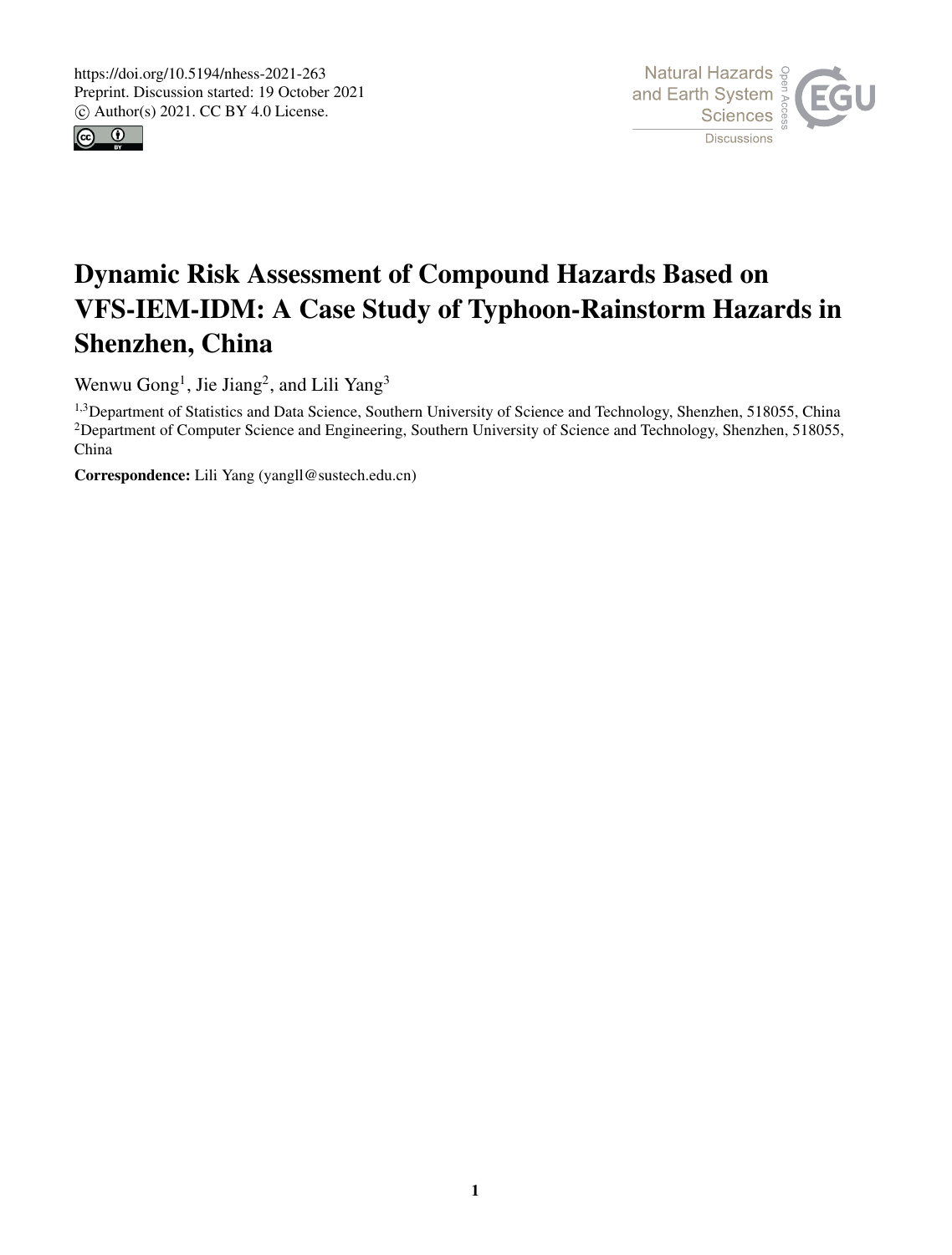https://doi.org/10.5194/nhess-2021-263
Preprint. Discussion started: 19 October 2021
© Author(s) 2021. CC BY 4.0 License.

# Dynamic Risk Assessment of Compound Hazards Based on VFS-IEM-IDM: A Case Study of Typhoon-Rainstorm Hazards in Shenzhen, China

Wenwu Gong[1], Jie Jiang[2], and Lili Yang[3]

[1,3]Department of Statistics and Data Science, Southern University of Science and Technology, Shenzhen, 518055, China
[2]Department of Computer Science and Engineering, Southern University of Science and Technology, Shenzhen, 518055, China

**Correspondence:** Lili Yang (yangll@sustech.edu.cn)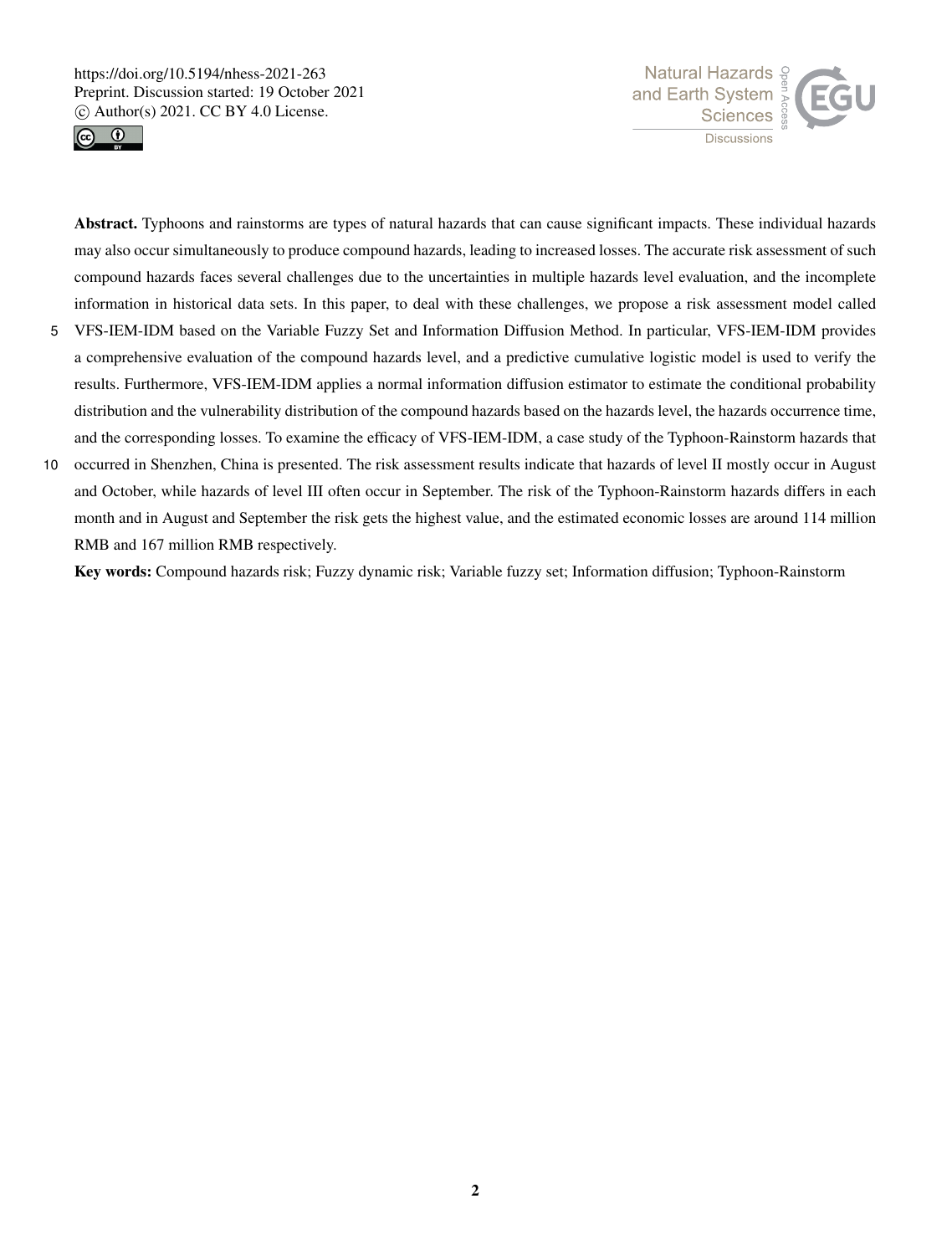**Abstract.** Typhoons and rainstorms are types of natural hazards that can cause significant impacts. These individual hazards may also occur simultaneously to produce compound hazards, leading to increased losses. The accurate risk assessment of such compound hazards faces several challenges due to the uncertainties in multiple hazards level evaluation, and the incomplete information in historical data sets. In this paper, to deal with these challenges, we propose a risk assessment model called VFS-IEM-IDM based on the Variable Fuzzy Set and Information Diffusion Method. In particular, VFS-IEM-IDM provides a comprehensive evaluation of the compound hazards level, and a predictive cumulative logistic model is used to verify the results. Furthermore, VFS-IEM-IDM applies a normal information diffusion estimator to estimate the conditional probability distribution and the vulnerability distribution of the compound hazards based on the hazards level, the hazards occurrence time, and the corresponding losses. To examine the efficacy of VFS-IEM-IDM, a case study of the Typhoon-Rainstorm hazards that occurred in Shenzhen, China is presented. The risk assessment results indicate that hazards of level II mostly occur in August and October, while hazards of level III often occur in September. The risk of the Typhoon-Rainstorm hazards differs in each month and in August and September the risk gets the highest value, and the estimated economic losses are around 114 million RMB and 167 million RMB respectively.

**Key words:** Compound hazards risk; Fuzzy dynamic risk; Variable fuzzy set; Information diffusion; Typhoon-Rainstorm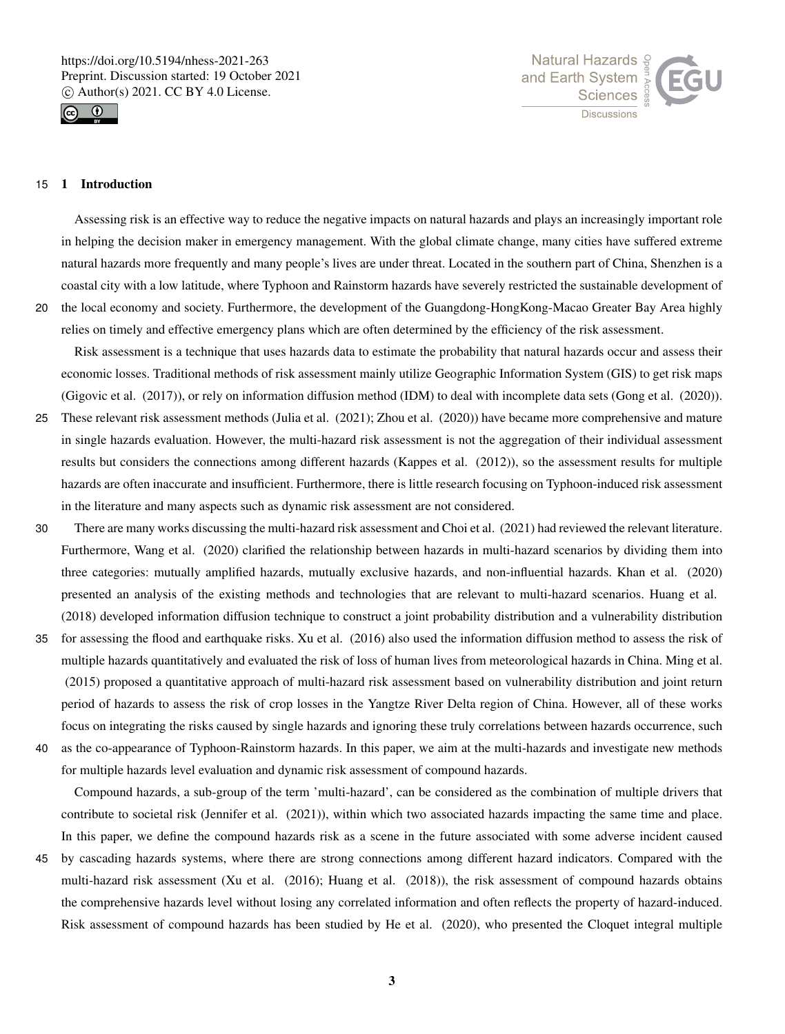## 1 Introduction

Assessing risk is an effective way to reduce the negative impacts on natural hazards and plays an increasingly important role in helping the decision maker in emergency management. With the global climate change, many cities have suffered extreme natural hazards more frequently and many people's lives are under threat. Located in the southern part of China, Shenzhen is a coastal city with a low latitude, where Typhoon and Rainstorm hazards have severely restricted the sustainable development of the local economy and society. Furthermore, the development of the Guangdong-HongKong-Macao Greater Bay Area highly relies on timely and effective emergency plans which are often determined by the efficiency of the risk assessment.

Risk assessment is a technique that uses hazards data to estimate the probability that natural hazards occur and assess their economic losses. Traditional methods of risk assessment mainly utilize Geographic Information System (GIS) to get risk maps (Gigovic et al. (2017)), or rely on information diffusion method (IDM) to deal with incomplete data sets (Gong et al. (2020)). These relevant risk assessment methods (Julia et al. (2021); Zhou et al. (2020)) have became more comprehensive and mature in single hazards evaluation. However, the multi-hazard risk assessment is not the aggregation of their individual assessment results but considers the connections among different hazards (Kappes et al. (2012)), so the assessment results for multiple hazards are often inaccurate and insufficient. Furthermore, there is little research focusing on Typhoon-induced risk assessment in the literature and many aspects such as dynamic risk assessment are not considered.

There are many works discussing the multi-hazard risk assessment and Choi et al. (2021) had reviewed the relevant literature. Furthermore, Wang et al. (2020) clarified the relationship between hazards in multi-hazard scenarios by dividing them into three categories: mutually amplified hazards, mutually exclusive hazards, and non-influential hazards. Khan et al. (2020) presented an analysis of the existing methods and technologies that are relevant to multi-hazard scenarios. Huang et al. (2018) developed information diffusion technique to construct a joint probability distribution and a vulnerability distribution for assessing the flood and earthquake risks. Xu et al. (2016) also used the information diffusion method to assess the risk of multiple hazards quantitatively and evaluated the risk of loss of human lives from meteorological hazards in China. Ming et al. (2015) proposed a quantitative approach of multi-hazard risk assessment based on vulnerability distribution and joint return period of hazards to assess the risk of crop losses in the Yangtze River Delta region of China. However, all of these works focus on integrating the risks caused by single hazards and ignoring these truly correlations between hazards occurrence, such as the co-appearance of Typhoon-Rainstorm hazards. In this paper, we aim at the multi-hazards and investigate new methods for multiple hazards level evaluation and dynamic risk assessment of compound hazards.

Compound hazards, a sub-group of the term 'multi-hazard', can be considered as the combination of multiple drivers that contribute to societal risk (Jennifer et al. (2021)), within which two associated hazards impacting the same time and place. In this paper, we define the compound hazards risk as a scene in the future associated with some adverse incident caused by cascading hazards systems, where there are strong connections among different hazard indicators. Compared with the multi-hazard risk assessment (Xu et al. (2016); Huang et al. (2018)), the risk assessment of compound hazards obtains the comprehensive hazards level without losing any correlated information and often reflects the property of hazard-induced. Risk assessment of compound hazards has been studied by He et al. (2020), who presented the Cloquet integral multiple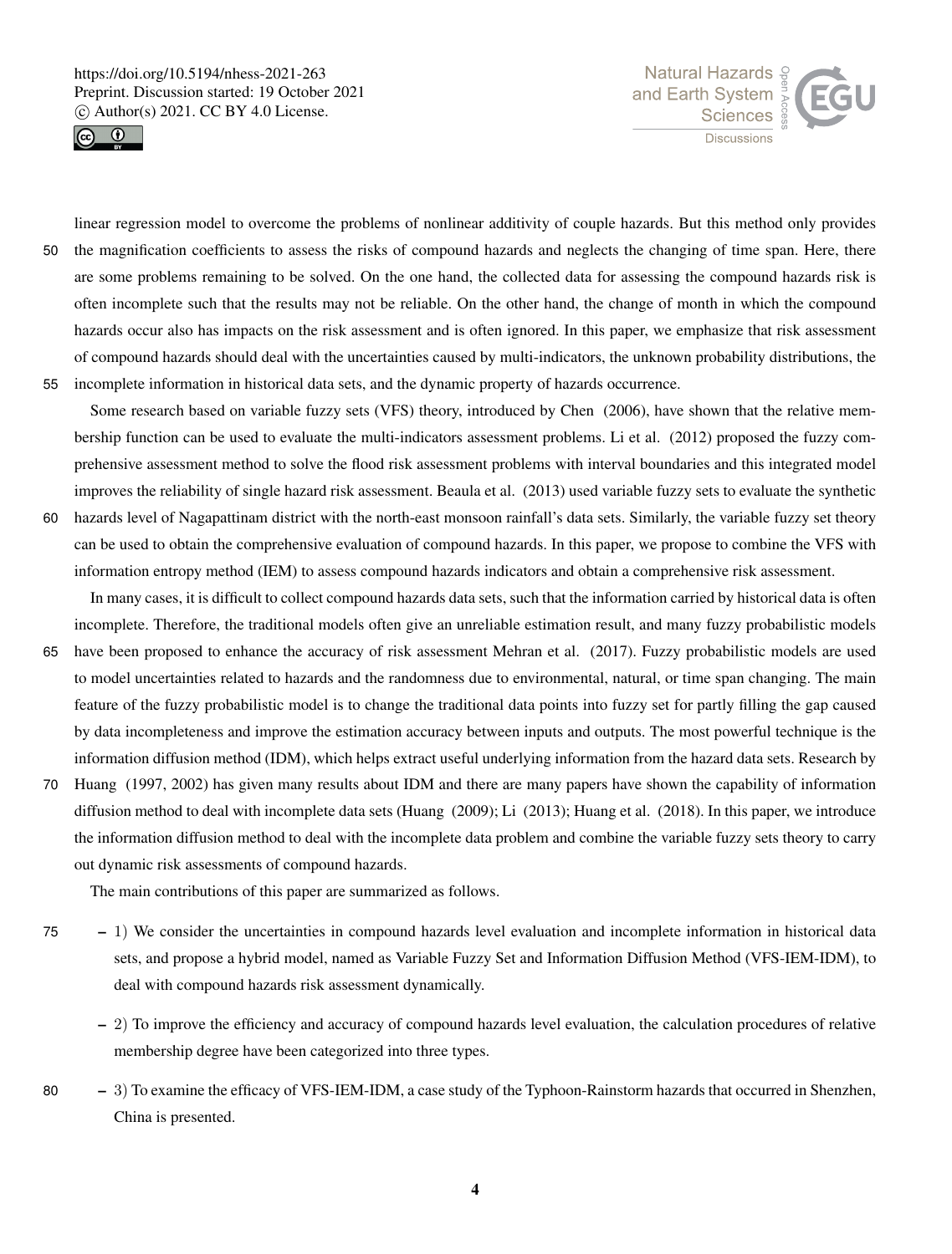linear regression model to overcome the problems of nonlinear additivity of couple hazards. But this method only provides the magnification coefficients to assess the risks of compound hazards and neglects the changing of time span. Here, there are some problems remaining to be solved. On the one hand, the collected data for assessing the compound hazards risk is often incomplete such that the results may not be reliable. On the other hand, the change of month in which the compound hazards occur also has impacts on the risk assessment and is often ignored. In this paper, we emphasize that risk assessment of compound hazards should deal with the uncertainties caused by multi-indicators, the unknown probability distributions, the incomplete information in historical data sets, and the dynamic property of hazards occurrence.

Some research based on variable fuzzy sets (VFS) theory, introduced by Chen (2006), have shown that the relative membership function can be used to evaluate the multi-indicators assessment problems. Li et al. (2012) proposed the fuzzy comprehensive assessment method to solve the flood risk assessment problems with interval boundaries and this integrated model improves the reliability of single hazard risk assessment. Beaula et al. (2013) used variable fuzzy sets to evaluate the synthetic hazards level of Nagapattinam district with the north-east monsoon rainfall's data sets. Similarly, the variable fuzzy set theory can be used to obtain the comprehensive evaluation of compound hazards. In this paper, we propose to combine the VFS with information entropy method (IEM) to assess compound hazards indicators and obtain a comprehensive risk assessment.

In many cases, it is difficult to collect compound hazards data sets, such that the information carried by historical data is often incomplete. Therefore, the traditional models often give an unreliable estimation result, and many fuzzy probabilistic models have been proposed to enhance the accuracy of risk assessment Mehran et al. (2017). Fuzzy probabilistic models are used to model uncertainties related to hazards and the randomness due to environmental, natural, or time span changing. The main feature of the fuzzy probabilistic model is to change the traditional data points into fuzzy set for partly filling the gap caused by data incompleteness and improve the estimation accuracy between inputs and outputs. The most powerful technique is the information diffusion method (IDM), which helps extract useful underlying information from the hazard data sets. Research by Huang (1997, 2002) has given many results about IDM and there are many papers have shown the capability of information diffusion method to deal with incomplete data sets (Huang (2009); Li (2013); Huang et al. (2018). In this paper, we introduce the information diffusion method to deal with the incomplete data problem and combine the variable fuzzy sets theory to carry out dynamic risk assessments of compound hazards.

The main contributions of this paper are summarized as follows.

- 1) We consider the uncertainties in compound hazards level evaluation and incomplete information in historical data sets, and propose a hybrid model, named as Variable Fuzzy Set and Information Diffusion Method (VFS-IEM-IDM), to deal with compound hazards risk assessment dynamically.
- 2) To improve the efficiency and accuracy of compound hazards level evaluation, the calculation procedures of relative membership degree have been categorized into three types.
- 3) To examine the efficacy of VFS-IEM-IDM, a case study of the Typhoon-Rainstorm hazards that occurred in Shenzhen, China is presented.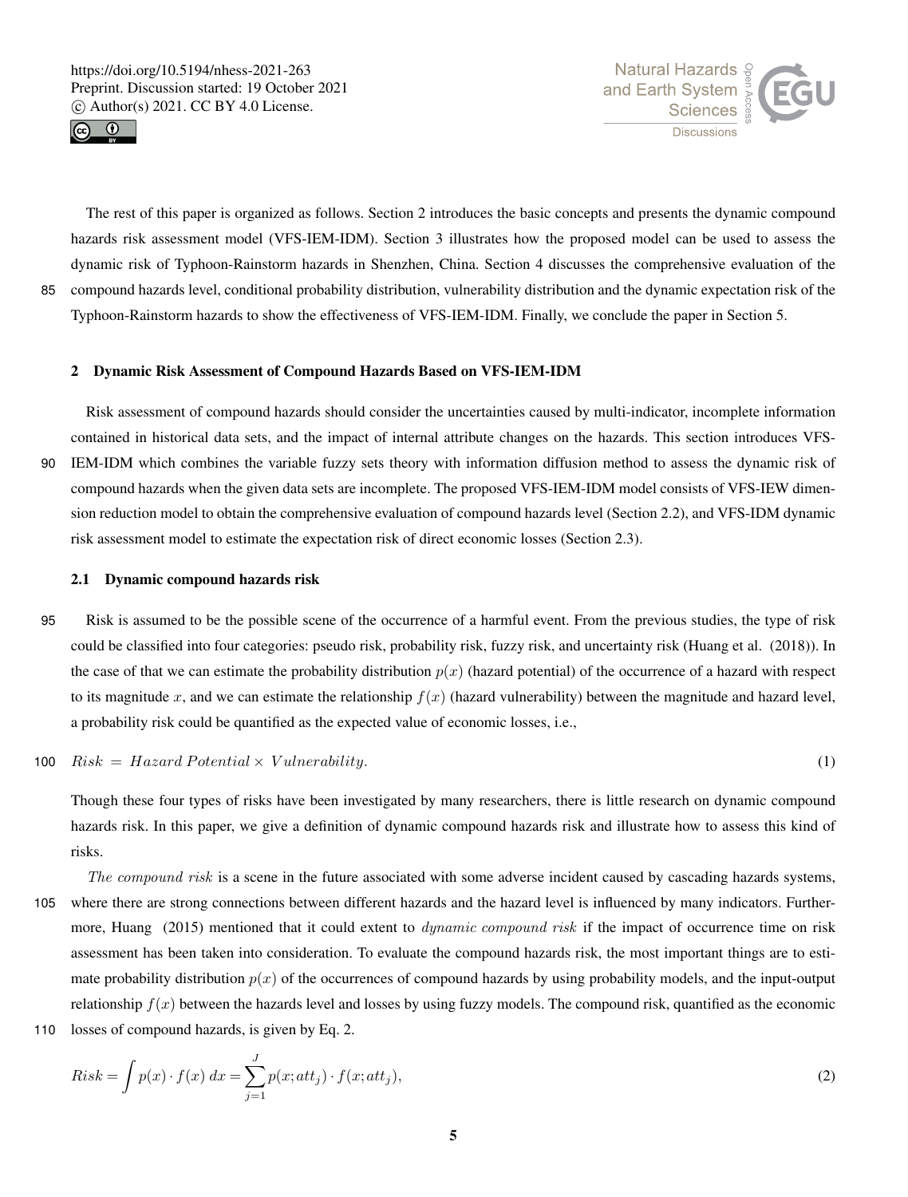The rest of this paper is organized as follows. Section 2 introduces the basic concepts and presents the dynamic compound hazards risk assessment model (VFS-IEM-IDM). Section 3 illustrates how the proposed model can be used to assess the dynamic risk of Typhoon-Rainstorm hazards in Shenzhen, China. Section 4 discusses the comprehensive evaluation of the compound hazards level, conditional probability distribution, vulnerability distribution and the dynamic expectation risk of the Typhoon-Rainstorm hazards to show the effectiveness of VFS-IEM-IDM. Finally, we conclude the paper in Section 5.

## 2 Dynamic Risk Assessment of Compound Hazards Based on VFS-IEM-IDM

Risk assessment of compound hazards should consider the uncertainties caused by multi-indicator, incomplete information contained in historical data sets, and the impact of internal attribute changes on the hazards. This section introduces VFS-IEM-IDM which combines the variable fuzzy sets theory with information diffusion method to assess the dynamic risk of compound hazards when the given data sets are incomplete. The proposed VFS-IEM-IDM model consists of VFS-IEW dimension reduction model to obtain the comprehensive evaluation of compound hazards level (Section 2.2), and VFS-IDM dynamic risk assessment model to estimate the expectation risk of direct economic losses (Section 2.3).

### 2.1 Dynamic compound hazards risk

Risk is assumed to be the possible scene of the occurrence of a harmful event. From the previous studies, the type of risk could be classified into four categories: pseudo risk, probability risk, fuzzy risk, and uncertainty risk (Huang et al. (2018)). In the case of that we can estimate the probability distribution $p(x)$ (hazard potential) of the occurrence of a hazard with respect to its magnitude $x$, and we can estimate the relationship $f(x)$ (hazard vulnerability) between the magnitude and hazard level, a probability risk could be quantified as the expected value of economic losses, i.e.,

$$Risk = Hazard\ Potential \times Vulnerability. \tag{1}$$

Though these four types of risks have been investigated by many researchers, there is little research on dynamic compound hazards risk. In this paper, we give a definition of dynamic compound hazards risk and illustrate how to assess this kind of risks.

*The compound risk* is a scene in the future associated with some adverse incident caused by cascading hazards systems, where there are strong connections between different hazards and the hazard level is influenced by many indicators. Furthermore, Huang (2015) mentioned that it could extent to *dynamic compound risk* if the impact of occurrence time on risk assessment has been taken into consideration. To evaluate the compound hazards risk, the most important things are to estimate probability distribution $p(x)$ of the occurrences of compound hazards by using probability models, and the input-output relationship $f(x)$ between the hazards level and losses by using fuzzy models. The compound risk, quantified as the economic losses of compound hazards, is given by Eq. 2.

$$Risk = \int p(x) \cdot f(x)\, dx = \sum_{j=1}^{J} p(x; att_j) \cdot f(x; att_j), \tag{2}$$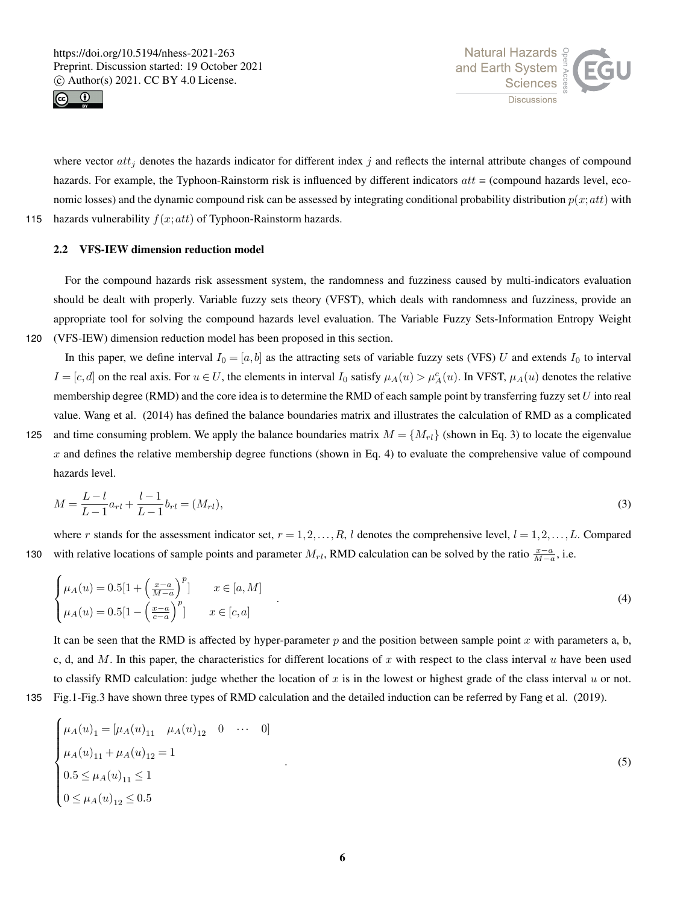where vector $att_j$ denotes the hazards indicator for different index $j$ and reflects the internal attribute changes of compound hazards. For example, the Typhoon-Rainstorm risk is influenced by different indicators $att$ = (compound hazards level, economic losses) and the dynamic compound risk can be assessed by integrating conditional probability distribution $p(x;att)$ with hazards vulnerability $f(x;att)$ of Typhoon-Rainstorm hazards.

### 2.2 VFS-IEW dimension reduction model

For the compound hazards risk assessment system, the randomness and fuzziness caused by multi-indicators evaluation should be dealt with properly. Variable fuzzy sets theory (VFST), which deals with randomness and fuzziness, provide an appropriate tool for solving the compound hazards level evaluation. The Variable Fuzzy Sets-Information Entropy Weight (VFS-IEW) dimension reduction model has been proposed in this section.

In this paper, we define interval $I_0 = [a,b]$ as the attracting sets of variable fuzzy sets (VFS) $U$ and extends $I_0$ to interval $I = [c,d]$ on the real axis. For $u \in U$, the elements in interval $I_0$ satisfy $\mu_A(u) > \mu_A^c(u)$. In VFST, $\mu_A(u)$ denotes the relative membership degree (RMD) and the core idea is to determine the RMD of each sample point by transferring fuzzy set $U$ into real value. Wang et al. (2014) has defined the balance boundaries matrix and illustrates the calculation of RMD as a complicated and time consuming problem. We apply the balance boundaries matrix $M = \{M_{rl}\}$ (shown in Eq. 3) to locate the eigenvalue $x$ and defines the relative membership degree functions (shown in Eq. 4) to evaluate the comprehensive value of compound hazards level.

$$M = \frac{L-l}{L-1}a_{rl} + \frac{l-1}{L-1}b_{rl} = (M_{rl}), \tag{3}$$

where $r$ stands for the assessment indicator set, $r = 1,2,\ldots,R$, $l$ denotes the comprehensive level, $l = 1,2,\ldots,L$. Compared with relative locations of sample points and parameter $M_{rl}$, RMD calculation can be solved by the ratio $\frac{x-a}{M-a}$, i.e.

$$\begin{cases} \mu_A(u) = 0.5[1 + \left(\frac{x-a}{M-a}\right)^p] & x \in [a,M] \\ \mu_A(u) = 0.5[1 - \left(\frac{x-a}{c-a}\right)^p] & x \in [c,a] \end{cases}. \tag{4}$$

It can be seen that the RMD is affected by hyper-parameter $p$ and the position between sample point $x$ with parameters a, b, c, d, and $M$. In this paper, the characteristics for different locations of $x$ with respect to the class interval $u$ have been used to classify RMD calculation: judge whether the location of $x$ is in the lowest or highest grade of the class interval $u$ or not. Fig.1-Fig.3 have shown three types of RMD calculation and the detailed induction can be referred by Fang et al. (2019).

$$\begin{cases} \mu_A(u)_1 = [\mu_A(u)_{11} \quad \mu_A(u)_{12} \quad 0 \quad \cdots \quad 0] \\ \mu_A(u)_{11} + \mu_A(u)_{12} = 1 \\ 0.5 \le \mu_A(u)_{11} \le 1 \\ 0 \le \mu_A(u)_{12} \le 0.5 \end{cases}. \tag{5}$$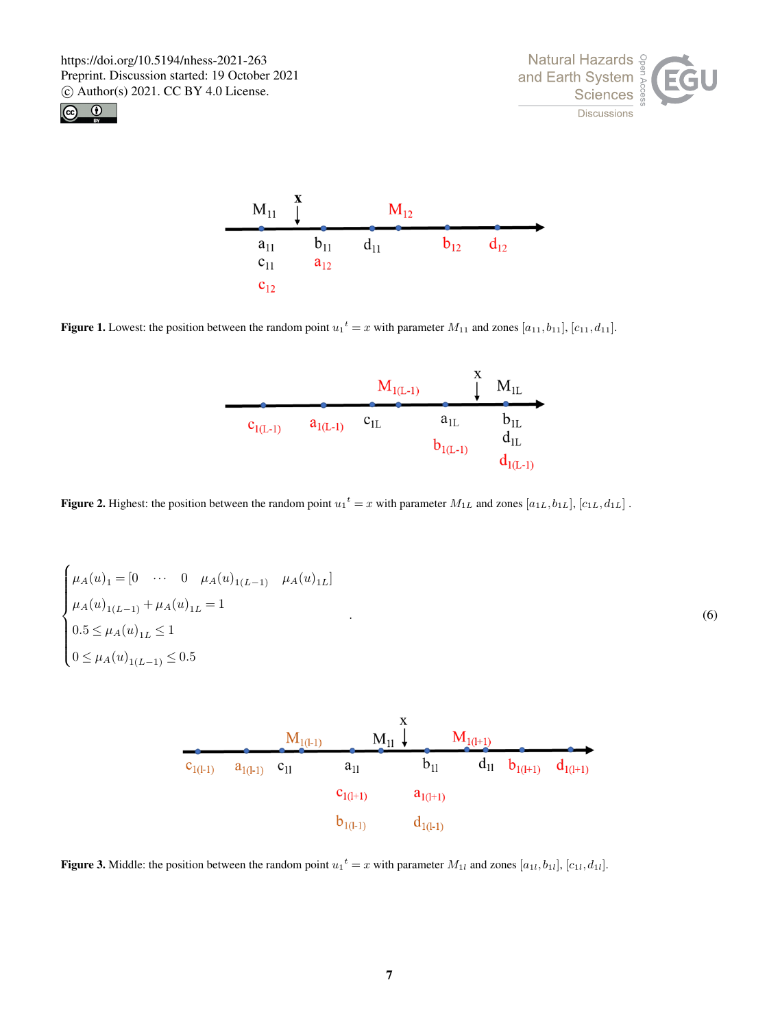**Figure 1.** Lowest: the position between the random point ${u_1}^t = x$ with parameter $M_{11}$ and zones $[a_{11}, b_{11}]$, $[c_{11}, d_{11}]$.

**Figure 2.** Highest: the position between the random point ${u_1}^t = x$ with parameter $M_{1L}$ and zones $[a_{1L}, b_{1L}]$, $[c_{1L}, d_{1L}]$ .

$$
\begin{cases}
\mu_A(u)_1 = [0 \quad \cdots \quad 0 \quad \mu_A(u)_{1(L-1)} \quad \mu_A(u)_{1L}] \\
\mu_A(u)_{1(L-1)} + \mu_A(u)_{1L} = 1 \\
0.5 \le \mu_A(u)_{1L} \le 1 \\
0 \le \mu_A(u)_{1(L-1)} \le 0.5
\end{cases}
. \qquad (6)
$$

**Figure 3.** Middle: the position between the random point ${u_1}^t = x$ with parameter $M_{1l}$ and zones $[a_{1l}, b_{1l}]$, $[c_{1l}, d_{1l}]$.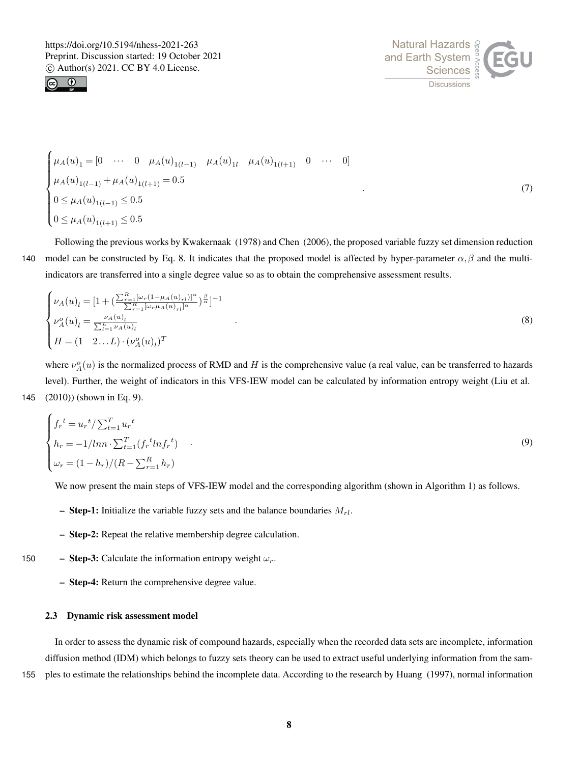$$
\begin{cases}
\mu_A(u)_1 = [0 \quad \cdots \quad 0 \quad \mu_A(u)_{1(l-1)} \quad \mu_A(u)_{1l} \quad \mu_A(u)_{1(l+1)} \quad 0 \quad \cdots \quad 0] \\
\mu_A(u)_{1(l-1)} + \mu_A(u)_{1(l+1)} = 0.5 \\
0 \leq \mu_A(u)_{1(l-1)} \leq 0.5 \\
0 \leq \mu_A(u)_{1(l+1)} \leq 0.5
\end{cases}
. \tag{7}
$$

Following the previous works by Kwakernaak (1978) and Chen (2006), the proposed variable fuzzy set dimension reduction model can be constructed by Eq. 8. It indicates that the proposed model is affected by hyper-parameter $\alpha, \beta$ and the multi-indicators are transferred into a single degree value so as to obtain the comprehensive assessment results.

$$
\begin{cases}
\nu_A(u)_l = [1 + (\frac{\sum_{r=1}^{R}[\omega_r(1-\mu_A(u)_{rl})]^\alpha}{\sum_{r=1}^{R}[\omega_r \mu_A(u)_{rl}]^\alpha})^{\frac{\beta}{\alpha}}]^{-1} \\
\nu_A^o(u)_l = \frac{\nu_A(u)_l}{\sum_{l=1}^{L}\nu_A(u)_l} \\
H = (1 \quad 2 \ldots L) \cdot (\nu_A^o(u)_l)^T
\end{cases}
. \tag{8}
$$

where $\nu_A^o(u)$ is the normalized process of RMD and $H$ is the comprehensive value (a real value, can be transferred to hazards level). Further, the weight of indicators in this VFS-IEW model can be calculated by information entropy weight (Liu et al. (2010)) (shown in Eq. 9).

$$
\begin{cases}
{f_r}^t = {u_r}^t / \sum_{t=1}^{T} {u_r}^t \\
h_r = -1/lnn \cdot \sum_{t=1}^{T}({f_r}^t ln {f_r}^t) \\
\omega_r = (1-h_r)/(R - \sum_{r=1}^{R} h_r)
\end{cases}
. \tag{9}
$$

We now present the main steps of VFS-IEW model and the corresponding algorithm (shown in Algorithm 1) as follows.

- **Step-1:** Initialize the variable fuzzy sets and the balance boundaries $M_{rl}$.
- **Step-2:** Repeat the relative membership degree calculation.
- **Step-3:** Calculate the information entropy weight $\omega_r$.
- **Step-4:** Return the comprehensive degree value.

### 2.3 Dynamic risk assessment model

In order to assess the dynamic risk of compound hazards, especially when the recorded data sets are incomplete, information diffusion method (IDM) which belongs to fuzzy sets theory can be used to extract useful underlying information from the samples to estimate the relationships behind the incomplete data. According to the research by Huang (1997), normal information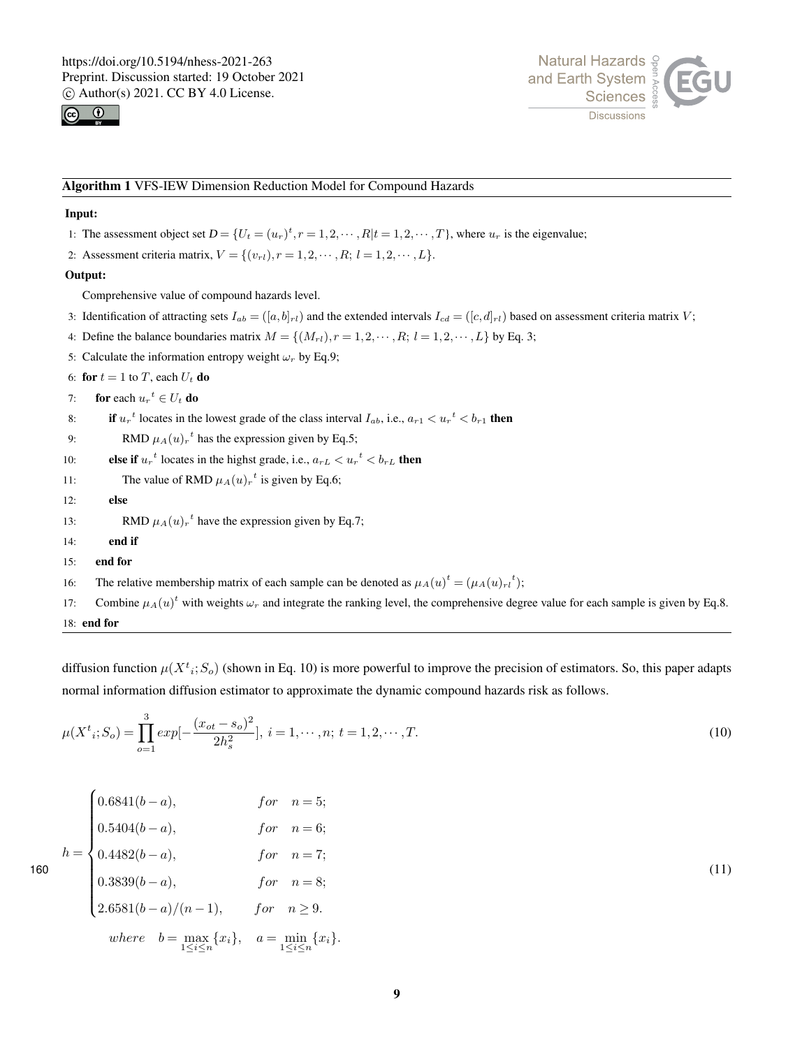**Algorithm 1** VFS-IEW Dimension Reduction Model for Compound Hazards

**Input:**

1: The assessment object set $D = \{U_t = (u_r)^t, r = 1,2,\cdots,R | t = 1,2,\cdots,T\}$, where $u_r$ is the eigenvalue;

2: Assessment criteria matrix, $V = \{(v_{rl}), r = 1,2,\cdots,R;\ l = 1,2,\cdots,L\}$.

**Output:**

Comprehensive value of compound hazards level.

3: Identification of attracting sets $I_{ab} = ([a,b]_{rl})$ and the extended intervals $I_{cd} = ([c,d]_{rl})$ based on assessment criteria matrix $V$;

4: Define the balance boundaries matrix $M = \{(M_{rl}), r = 1,2,\cdots,R;\ l = 1,2,\cdots,L\}$ by Eq. 3;

5: Calculate the information entropy weight $\omega_r$ by Eq.9;

6: **for** $t = 1$ to $T$, each $U_t$ **do**

7: **for** each ${u_r}^t \in U_t$ **do**

8: **if** ${u_r}^t$ locates in the lowest grade of the class interval $I_{ab}$, i.e., $a_{r1} < {u_r}^t < b_{r1}$ **then**

9: RMD $\mu_A(u)_r{}^t$ has the expression given by Eq.5;

10: **else if** ${u_r}^t$ locates in the highst grade, i.e., $a_{rL} < {u_r}^t < b_{rL}$ **then**

11: The value of RMD $\mu_A(u)_r{}^t$ is given by Eq.6;

12: **else**

13: RMD $\mu_A(u)_r{}^t$ have the expression given by Eq.7;

14: **end if**

15: **end for**

16: The relative membership matrix of each sample can be denoted as $\mu_A(u)^t = (\mu_A(u)_{rl}{}^t)$;

17: Combine $\mu_A(u)^t$ with weights $\omega_r$ and integrate the ranking level, the comprehensive degree value for each sample is given by Eq.8.

18: **end for**

diffusion function $\mu(X^t{}_i; S_o)$ (shown in Eq. 10) is more powerful to improve the precision of estimators. So, this paper adapts normal information diffusion estimator to approximate the dynamic compound hazards risk as follows.

$$\mu(X^t{}_i; S_o) = \prod_{o=1}^{3} exp[-\frac{(x_{ot} - s_o)^2}{2h_s^2}],\ i = 1,\cdots,n;\ t = 1,2,\cdots,T. \tag{10}$$

$$h = \begin{cases} 0.6841(b-a), & for \quad n = 5; \\ 0.5404(b-a), & for \quad n = 6; \\ 0.4482(b-a), & for \quad n = 7; \\ 0.3839(b-a), & for \quad n = 8; \\ 2.6581(b-a)/(n-1), & for \quad n \geq 9. \end{cases} \tag{11}$$
$$where \quad b = \max_{1 \leq i \leq n}\{x_i\}, \quad a = \min_{1 \leq i \leq n}\{x_i\}.$$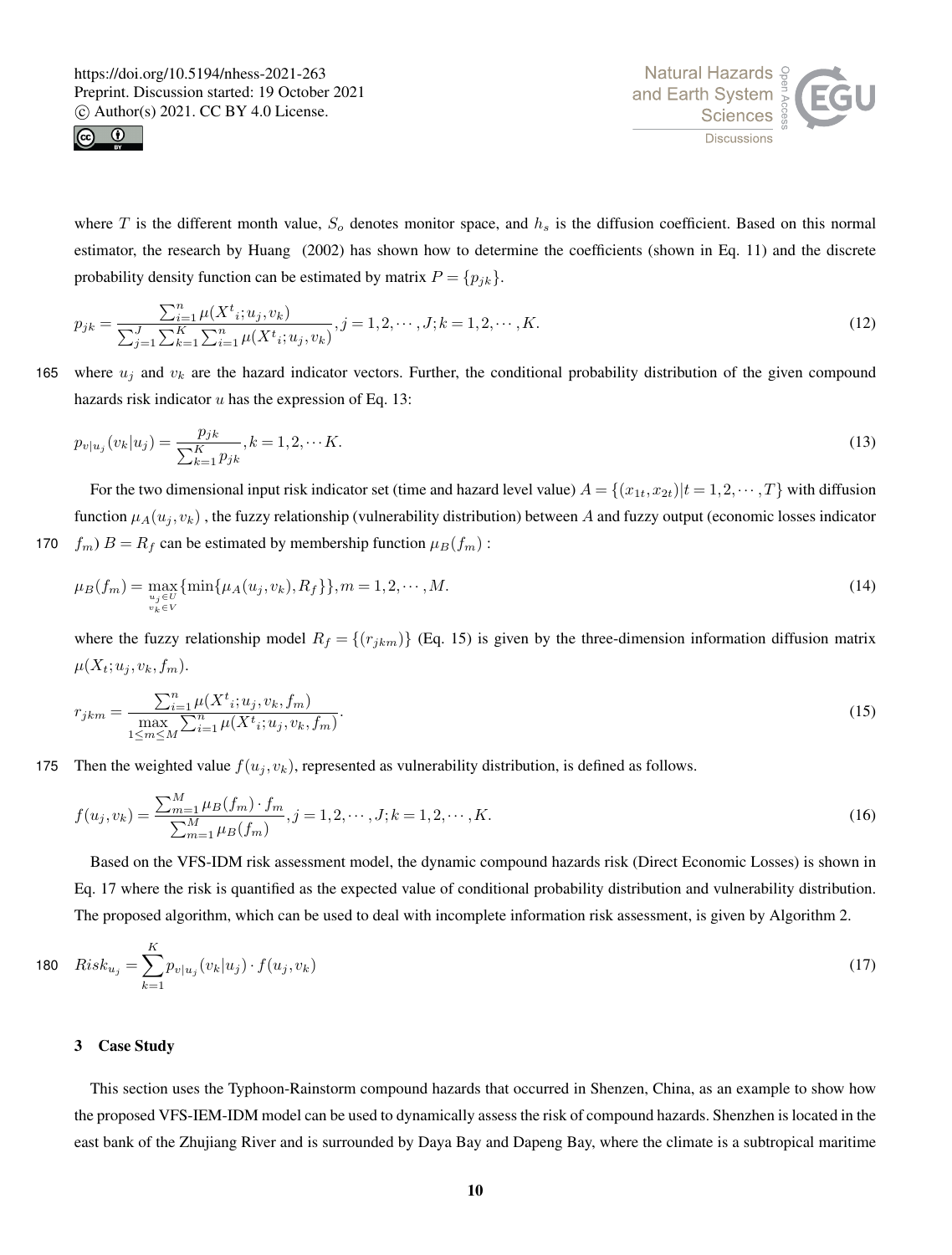where $T$ is the different month value, $S_o$ denotes monitor space, and $h_s$ is the diffusion coefficient. Based on this normal estimator, the research by Huang (2002) has shown how to determine the coefficients (shown in Eq. 11) and the discrete probability density function can be estimated by matrix $P = \{p_{jk}\}$.

$$p_{jk} = \frac{\sum_{i=1}^{n} \mu(X^t{}_i; u_j, v_k)}{\sum_{j=1}^{J} \sum_{k=1}^{K} \sum_{i=1}^{n} \mu(X^t{}_i; u_j, v_k)}, j = 1, 2, \cdots, J; k = 1, 2, \cdots, K. \tag{12}$$

where $u_j$ and $v_k$ are the hazard indicator vectors. Further, the conditional probability distribution of the given compound hazards risk indicator $u$ has the expression of Eq. 13:

$$p_{v|u_j}(v_k|u_j) = \frac{p_{jk}}{\sum_{k=1}^{K} p_{jk}}, k = 1, 2, \cdots K. \tag{13}$$

For the two dimensional input risk indicator set (time and hazard level value) $A = \{(x_{1t}, x_{2t}) | t = 1, 2, \cdots, T\}$ with diffusion function $\mu_A(u_j, v_k)$ , the fuzzy relationship (vulnerability distribution) between $A$ and fuzzy output (economic losses indicator $f_m$) $B = R_f$ can be estimated by membership function $\mu_B(f_m)$ :

$$\mu_B(f_m) = \max_{\substack{u_j \in U \\ v_k \in V}} \{\min\{\mu_A(u_j, v_k), R_f\}\}, m = 1, 2, \cdots, M. \tag{14}$$

where the fuzzy relationship model $R_f = \{(r_{jkm})\}$ (Eq. 15) is given by the three-dimension information diffusion matrix $\mu(X_t; u_j, v_k, f_m)$.

$$r_{jkm} = \frac{\sum_{i=1}^{n} \mu(X^t{}_i; u_j, v_k, f_m)}{\max\limits_{1 \le m \le M} \sum_{i=1}^{n} \mu(X^t{}_i; u_j, v_k, f_m)}. \tag{15}$$

Then the weighted value $f(u_j, v_k)$, represented as vulnerability distribution, is defined as follows.

$$f(u_j, v_k) = \frac{\sum_{m=1}^{M} \mu_B(f_m) \cdot f_m}{\sum_{m=1}^{M} \mu_B(f_m)}, j = 1, 2, \cdots, J; k = 1, 2, \cdots, K. \tag{16}$$

Based on the VFS-IDM risk assessment model, the dynamic compound hazards risk (Direct Economic Losses) is shown in Eq. 17 where the risk is quantified as the expected value of conditional probability distribution and vulnerability distribution. The proposed algorithm, which can be used to deal with incomplete information risk assessment, is given by Algorithm 2.

$$Risk_{u_j} = \sum_{k=1}^{K} p_{v|u_j}(v_k|u_j) \cdot f(u_j, v_k) \tag{17}$$

## 3 Case Study

This section uses the Typhoon-Rainstorm compound hazards that occurred in Shenzen, China, as an example to show how the proposed VFS-IEM-IDM model can be used to dynamically assess the risk of compound hazards. Shenzhen is located in the east bank of the Zhujiang River and is surrounded by Daya Bay and Dapeng Bay, where the climate is a subtropical maritime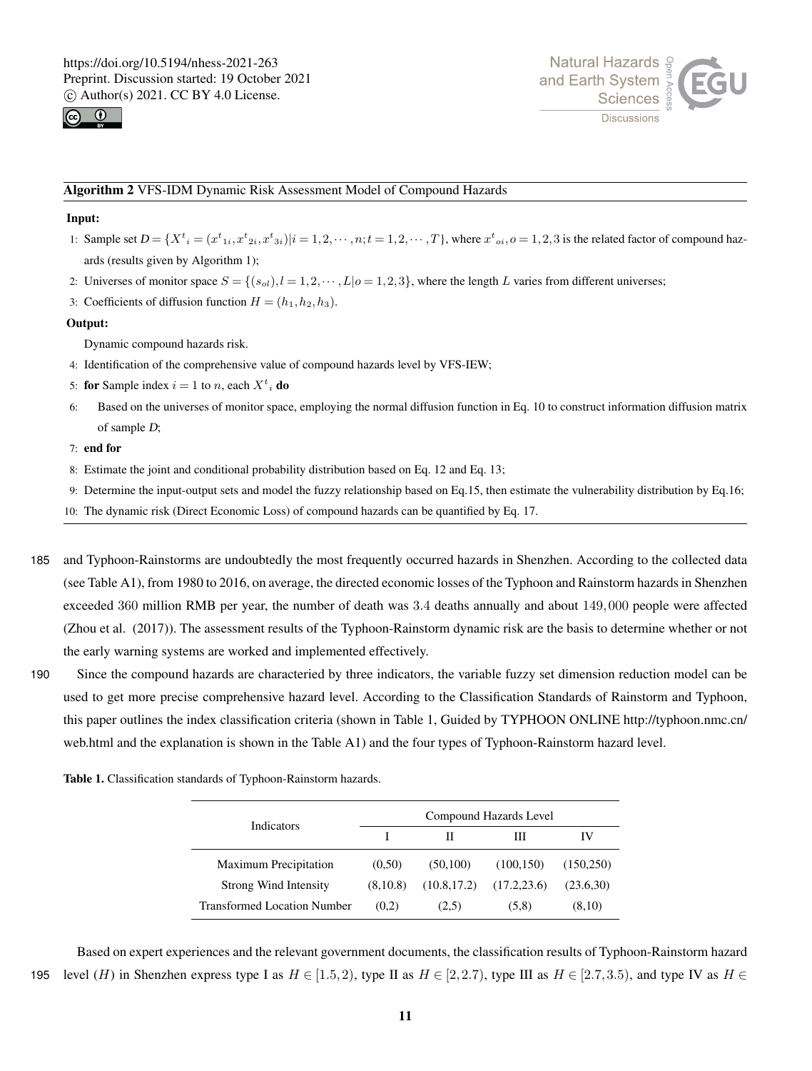**Algorithm 2** VFS-IDM Dynamic Risk Assessment Model of Compound Hazards

**Input:**

1: Sample set $D = \{X^t{}_i = (x^t{}_{1i}, x^t{}_{2i}, x^t{}_{3i}) | i = 1, 2, \cdots, n; t = 1, 2, \cdots, T\}$, where $x^t{}_{oi}, o = 1, 2, 3$ is the related factor of compound hazards (results given by Algorithm 1);

2: Universes of monitor space $S = \{(s_{ol}), l = 1, 2, \cdots, L | o = 1, 2, 3\}$, where the length $L$ varies from different universes;

3: Coefficients of diffusion function $H = (h_1, h_2, h_3)$.

**Output:**

Dynamic compound hazards risk.

4: Identification of the comprehensive value of compound hazards level by VFS-IEW;

5: **for** Sample index $i = 1$ to $n$, each $X^t{}_i$ **do**

6: Based on the universes of monitor space, employing the normal diffusion function in Eq. 10 to construct information diffusion matrix of sample *D*;

7: **end for**

8: Estimate the joint and conditional probability distribution based on Eq. 12 and Eq. 13;

9: Determine the input-output sets and model the fuzzy relationship based on Eq.15, then estimate the vulnerability distribution by Eq.16;

10: The dynamic risk (Direct Economic Loss) of compound hazards can be quantified by Eq. 17.

and Typhoon-Rainstorms are undoubtedly the most frequently occurred hazards in Shenzhen. According to the collected data (see Table A1), from 1980 to 2016, on average, the directed economic losses of the Typhoon and Rainstorm hazards in Shenzhen exceeded 360 million RMB per year, the number of death was 3.4 deaths annually and about 149,000 people were affected (Zhou et al. (2017)). The assessment results of the Typhoon-Rainstorm dynamic risk are the basis to determine whether or not the early warning systems are worked and implemented effectively.

Since the compound hazards are characteried by three indicators, the variable fuzzy set dimension reduction model can be used to get more precise comprehensive hazard level. According to the Classification Standards of Rainstorm and Typhoon, this paper outlines the index classification criteria (shown in Table 1, Guided by TYPHOON ONLINE http://typhoon.nmc.cn/web.html and the explanation is shown in the Table A1) and the four types of Typhoon-Rainstorm hazard level.

**Table 1.** Classification standards of Typhoon-Rainstorm hazards.

| Indicators | Compound Hazards Level | | | |
|---|---|---|---|---|
| | I | II | III | IV |
| Maximum Precipitation | (0,50) | (50,100) | (100,150) | (150,250) |
| Strong Wind Intensity | (8,10.8) | (10.8,17.2) | (17.2,23.6) | (23.6,30) |
| Transformed Location Number | (0,2) | (2,5) | (5,8) | (8,10) |

Based on expert experiences and the relevant government documents, the classification results of Typhoon-Rainstorm hazard level ($H$) in Shenzhen express type I as $H \in [1.5, 2)$, type II as $H \in [2, 2.7)$, type III as $H \in [2.7, 3.5)$, and type IV as $H \in$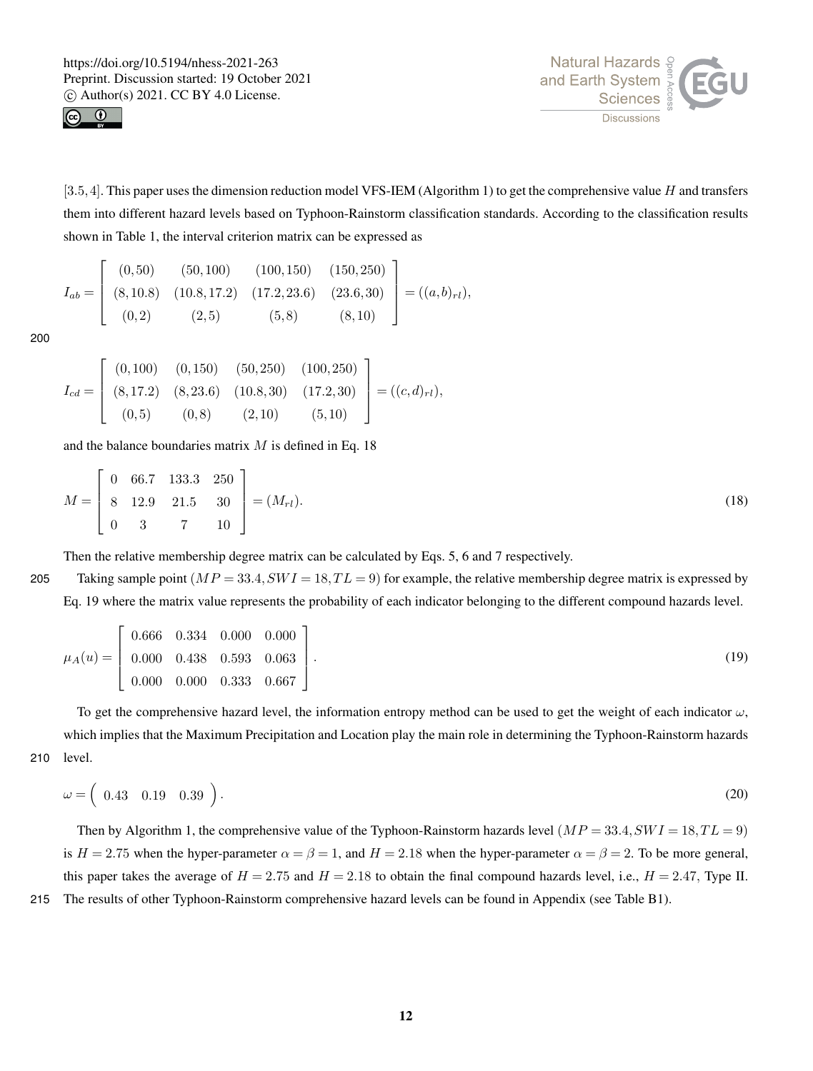$[3.5, 4]$. This paper uses the dimension reduction model VFS-IEM (Algorithm 1) to get the comprehensive value $H$ and transfers them into different hazard levels based on Typhoon-Rainstorm classification standards. According to the classification results shown in Table 1, the interval criterion matrix can be expressed as

$$I_{ab} = \begin{bmatrix} (0,50) & (50,100) & (100,150) & (150,250) \\ (8,10.8) & (10.8,17.2) & (17.2,23.6) & (23.6,30) \\ (0,2) & (2,5) & (5,8) & (8,10) \end{bmatrix} = ((a,b)_{rl}),$$

$$I_{cd} = \begin{bmatrix} (0,100) & (0,150) & (50,250) & (100,250) \\ (8,17.2) & (8,23.6) & (10.8,30) & (17.2,30) \\ (0,5) & (0,8) & (2,10) & (5,10) \end{bmatrix} = ((c,d)_{rl}),$$

and the balance boundaries matrix $M$ is defined in Eq. 18

$$M = \begin{bmatrix} 0 & 66.7 & 133.3 & 250 \\ 8 & 12.9 & 21.5 & 30 \\ 0 & 3 & 7 & 10 \end{bmatrix} = (M_{rl}). \tag{18}$$

Then the relative membership degree matrix can be calculated by Eqs. 5, 6 and 7 respectively.

Taking sample point $(MP = 33.4, SWI = 18, TL = 9)$ for example, the relative membership degree matrix is expressed by Eq. 19 where the matrix value represents the probability of each indicator belonging to the different compound hazards level.

$$\mu_A(u) = \begin{bmatrix} 0.666 & 0.334 & 0.000 & 0.000 \\ 0.000 & 0.438 & 0.593 & 0.063 \\ 0.000 & 0.000 & 0.333 & 0.667 \end{bmatrix}. \tag{19}$$

To get the comprehensive hazard level, the information entropy method can be used to get the weight of each indicator $\omega$, which implies that the Maximum Precipitation and Location play the main role in determining the Typhoon-Rainstorm hazards level.

$$\omega = \begin{pmatrix} 0.43 & 0.19 & 0.39 \end{pmatrix}. \tag{20}$$

Then by Algorithm 1, the comprehensive value of the Typhoon-Rainstorm hazards level $(MP = 33.4, SWI = 18, TL = 9)$ is $H = 2.75$ when the hyper-parameter $\alpha = \beta = 1$, and $H = 2.18$ when the hyper-parameter $\alpha = \beta = 2$. To be more general, this paper takes the average of $H = 2.75$ and $H = 2.18$ to obtain the final compound hazards level, i.e., $H = 2.47$, Type II. The results of other Typhoon-Rainstorm comprehensive hazard levels can be found in Appendix (see Table B1).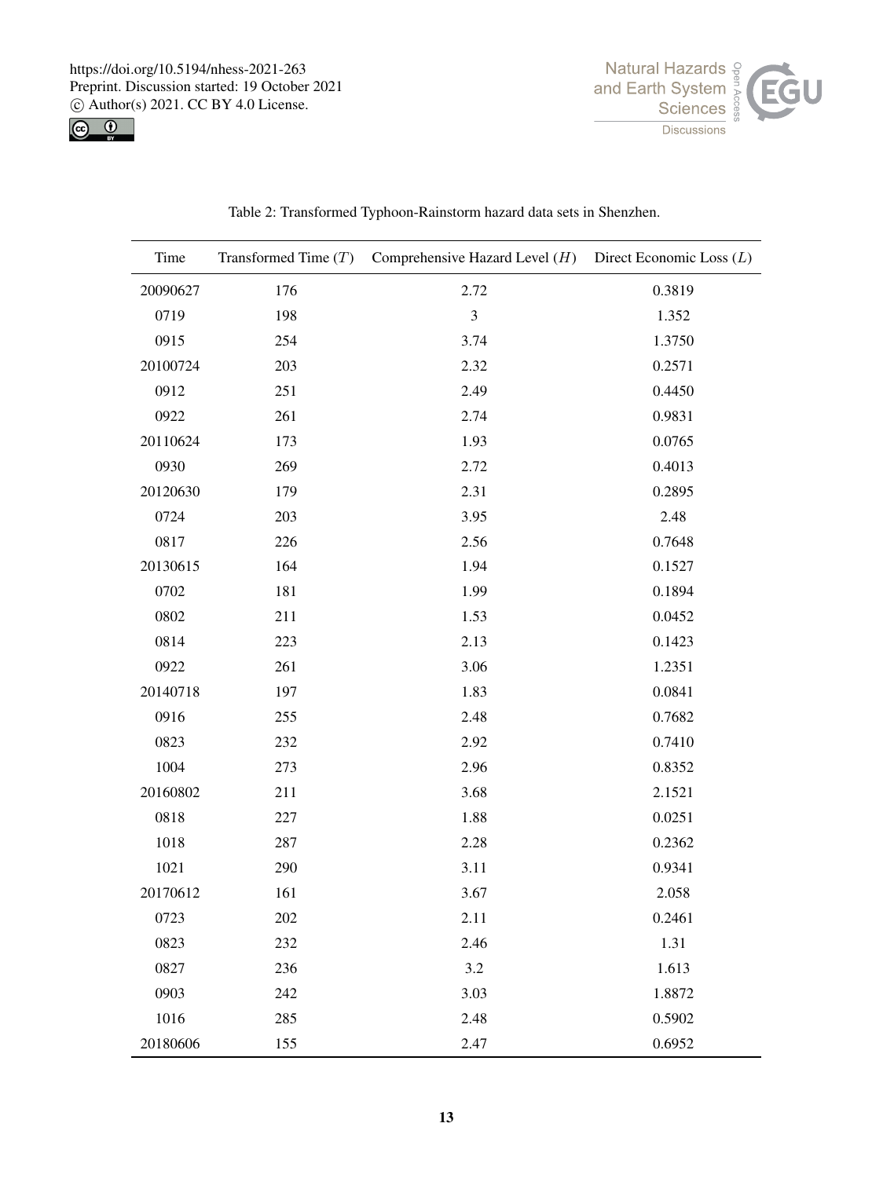Table 2: Transformed Typhoon-Rainstorm hazard data sets in Shenzhen.

| Time | Transformed Time ($T$) | Comprehensive Hazard Level ($H$) | Direct Economic Loss ($L$) |
|---|---|---|---|
| 20090627 | 176 | 2.72 | 0.3819 |
| 0719 | 198 | 3 | 1.352 |
| 0915 | 254 | 3.74 | 1.3750 |
| 20100724 | 203 | 2.32 | 0.2571 |
| 0912 | 251 | 2.49 | 0.4450 |
| 0922 | 261 | 2.74 | 0.9831 |
| 20110624 | 173 | 1.93 | 0.0765 |
| 0930 | 269 | 2.72 | 0.4013 |
| 20120630 | 179 | 2.31 | 0.2895 |
| 0724 | 203 | 3.95 | 2.48 |
| 0817 | 226 | 2.56 | 0.7648 |
| 20130615 | 164 | 1.94 | 0.1527 |
| 0702 | 181 | 1.99 | 0.1894 |
| 0802 | 211 | 1.53 | 0.0452 |
| 0814 | 223 | 2.13 | 0.1423 |
| 0922 | 261 | 3.06 | 1.2351 |
| 20140718 | 197 | 1.83 | 0.0841 |
| 0916 | 255 | 2.48 | 0.7682 |
| 0823 | 232 | 2.92 | 0.7410 |
| 1004 | 273 | 2.96 | 0.8352 |
| 20160802 | 211 | 3.68 | 2.1521 |
| 0818 | 227 | 1.88 | 0.0251 |
| 1018 | 287 | 2.28 | 0.2362 |
| 1021 | 290 | 3.11 | 0.9341 |
| 20170612 | 161 | 3.67 | 2.058 |
| 0723 | 202 | 2.11 | 0.2461 |
| 0823 | 232 | 2.46 | 1.31 |
| 0827 | 236 | 3.2 | 1.613 |
| 0903 | 242 | 3.03 | 1.8872 |
| 1016 | 285 | 2.48 | 0.5902 |
| 20180606 | 155 | 2.47 | 0.6952 |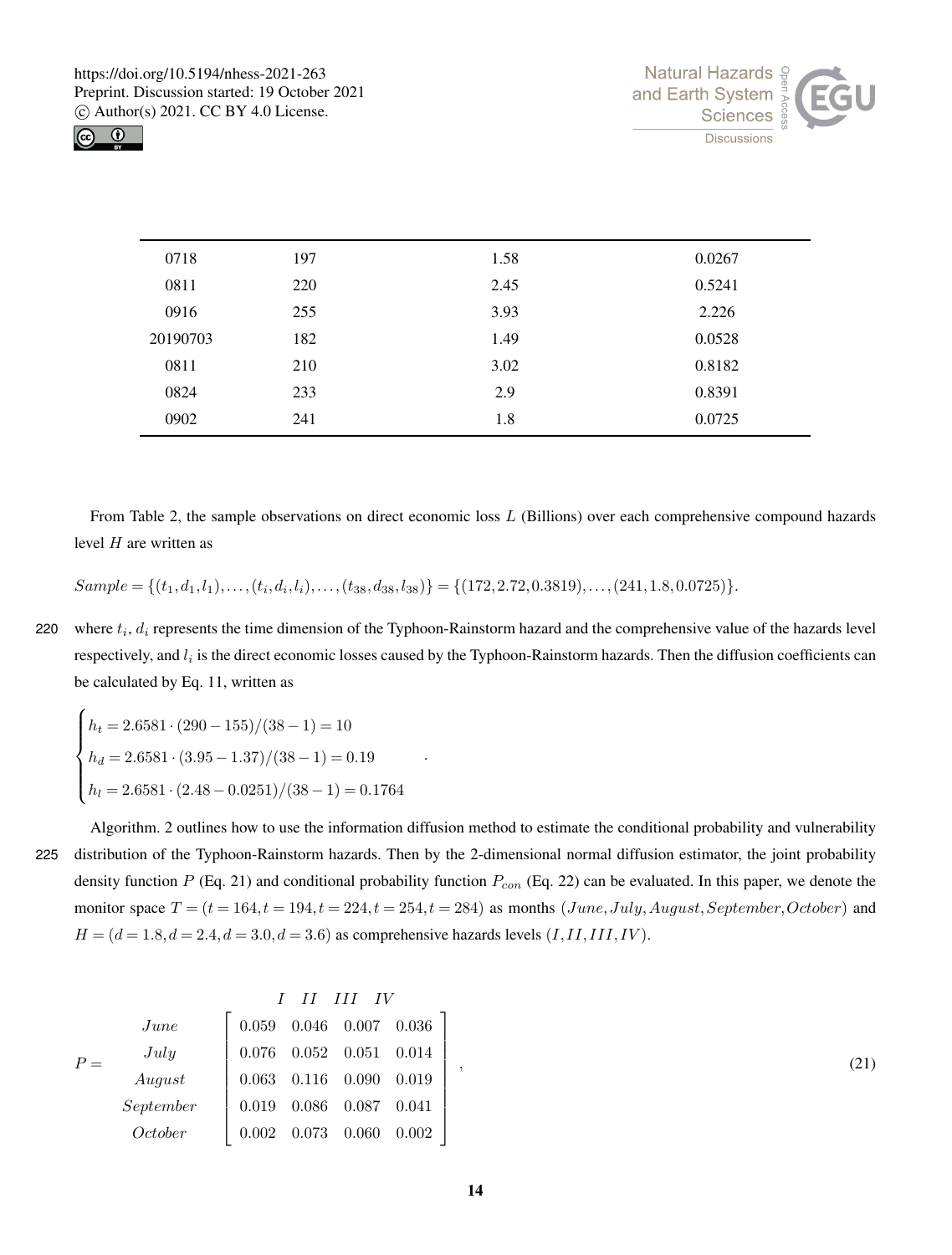| | | | |
|---|---|---|---|
| 0718 | 197 | 1.58 | 0.0267 |
| 0811 | 220 | 2.45 | 0.5241 |
| 0916 | 255 | 3.93 | 2.226 |
| 20190703 | 182 | 1.49 | 0.0528 |
| 0811 | 210 | 3.02 | 0.8182 |
| 0824 | 233 | 2.9 | 0.8391 |
| 0902 | 241 | 1.8 | 0.0725 |

From Table 2, the sample observations on direct economic loss $L$ (Billions) over each comprehensive compound hazards level $H$ are written as

$$Sample = \{(t_1, d_1, l_1), \ldots, (t_i, d_i, l_i), \ldots, (t_{38}, d_{38}, l_{38})\} = \{(172, 2.72, 0.3819), \ldots, (241, 1.8, 0.0725)\}.$$

where $t_i$, $d_i$ represents the time dimension of the Typhoon-Rainstorm hazard and the comprehensive value of the hazards level respectively, and $l_i$ is the direct economic losses caused by the Typhoon-Rainstorm hazards. Then the diffusion coefficients can be calculated by Eq. 11, written as

$$\begin{cases} h_t = 2.6581 \cdot (290 - 155)/(38 - 1) = 10 \\ h_d = 2.6581 \cdot (3.95 - 1.37)/(38 - 1) = 0.19 \\ h_l = 2.6581 \cdot (2.48 - 0.0251)/(38 - 1) = 0.1764 \end{cases}.$$

Algorithm. 2 outlines how to use the information diffusion method to estimate the conditional probability and vulnerability distribution of the Typhoon-Rainstorm hazards. Then by the 2-dimensional normal diffusion estimator, the joint probability density function $P$ (Eq. 21) and conditional probability function $P_{con}$ (Eq. 22) can be evaluated. In this paper, we denote the monitor space $T = (t = 164, t = 194, t = 224, t = 254, t = 284)$ as months $(June, July, August, September, October)$ and $H = (d = 1.8, d = 2.4, d = 3.0, d = 3.6)$ as comprehensive hazards levels $(I, II, III, IV)$.

$$P = \begin{array}{c} \\ June \\ July \\ August \\ September \\ October \end{array} \begin{array}{c} \quad I \quad\;\; II \quad\; III \quad\; IV \\ \begin{bmatrix} 0.059 & 0.046 & 0.007 & 0.036 \\ 0.076 & 0.052 & 0.051 & 0.014 \\ 0.063 & 0.116 & 0.090 & 0.019 \\ 0.019 & 0.086 & 0.087 & 0.041 \\ 0.002 & 0.073 & 0.060 & 0.002 \end{bmatrix} \end{array}, \tag{21}$$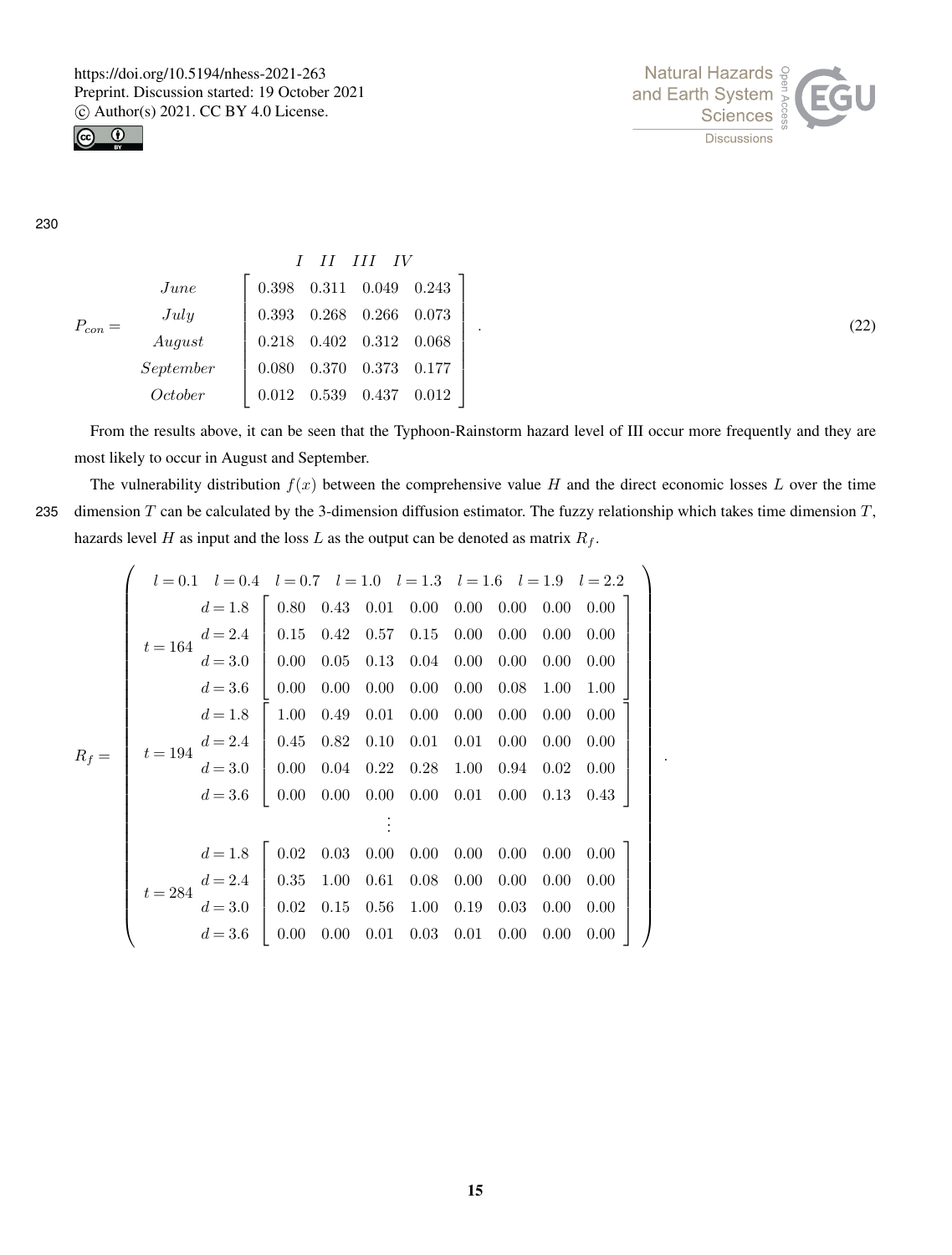$$
P_{con} = \begin{array}{c} \\ June \\ July \\ August \\ September \\ October \end{array} \begin{array}{c} \begin{array}{cccc} I & II & III & IV \end{array} \\ \left[ \begin{array}{cccc} 0.398 & 0.311 & 0.049 & 0.243 \\ 0.393 & 0.268 & 0.266 & 0.073 \\ 0.218 & 0.402 & 0.312 & 0.068 \\ 0.080 & 0.370 & 0.373 & 0.177 \\ 0.012 & 0.539 & 0.437 & 0.012 \end{array} \right] \end{array} . \tag{22}
$$

From the results above, it can be seen that the Typhoon-Rainstorm hazard level of III occur more frequently and they are most likely to occur in August and September.

The vulnerability distribution $f(x)$ between the comprehensive value $H$ and the direct economic losses $L$ over the time dimension $T$ can be calculated by the 3-dimension diffusion estimator. The fuzzy relationship which takes time dimension $T$, hazards level $H$ as input and the loss $L$ as the output can be denoted as matrix $R_f$.

$$
R_f = \left( \begin{array}{cc}
 & \begin{array}{cccccccc} l=0.1 & l=0.4 & l=0.7 & l=1.0 & l=1.3 & l=1.6 & l=1.9 & l=2.2 \end{array} \\
t=164 \begin{array}{c} d=1.8 \\ d=2.4 \\ d=3.0 \\ d=3.6 \end{array} & \left[ \begin{array}{cccccccc} 0.80 & 0.43 & 0.01 & 0.00 & 0.00 & 0.00 & 0.00 & 0.00 \\ 0.15 & 0.42 & 0.57 & 0.15 & 0.00 & 0.00 & 0.00 & 0.00 \\ 0.00 & 0.05 & 0.13 & 0.04 & 0.00 & 0.00 & 0.00 & 0.00 \\ 0.00 & 0.00 & 0.00 & 0.00 & 0.00 & 0.08 & 1.00 & 1.00 \end{array} \right] \\
t=194 \begin{array}{c} d=1.8 \\ d=2.4 \\ d=3.0 \\ d=3.6 \end{array} & \left[ \begin{array}{cccccccc} 1.00 & 0.49 & 0.01 & 0.00 & 0.00 & 0.00 & 0.00 & 0.00 \\ 0.45 & 0.82 & 0.10 & 0.01 & 0.01 & 0.00 & 0.00 & 0.00 \\ 0.00 & 0.04 & 0.22 & 0.28 & 1.00 & 0.94 & 0.02 & 0.00 \\ 0.00 & 0.00 & 0.00 & 0.00 & 0.01 & 0.00 & 0.13 & 0.43 \end{array} \right] \\
 & \vdots \\
t=284 \begin{array}{c} d=1.8 \\ d=2.4 \\ d=3.0 \\ d=3.6 \end{array} & \left[ \begin{array}{cccccccc} 0.02 & 0.03 & 0.00 & 0.00 & 0.00 & 0.00 & 0.00 & 0.00 \\ 0.35 & 1.00 & 0.61 & 0.08 & 0.00 & 0.00 & 0.00 & 0.00 \\ 0.02 & 0.15 & 0.56 & 1.00 & 0.19 & 0.03 & 0.00 & 0.00 \\ 0.00 & 0.00 & 0.01 & 0.03 & 0.01 & 0.00 & 0.00 & 0.00 \end{array} \right]
\end{array} \right) .
$$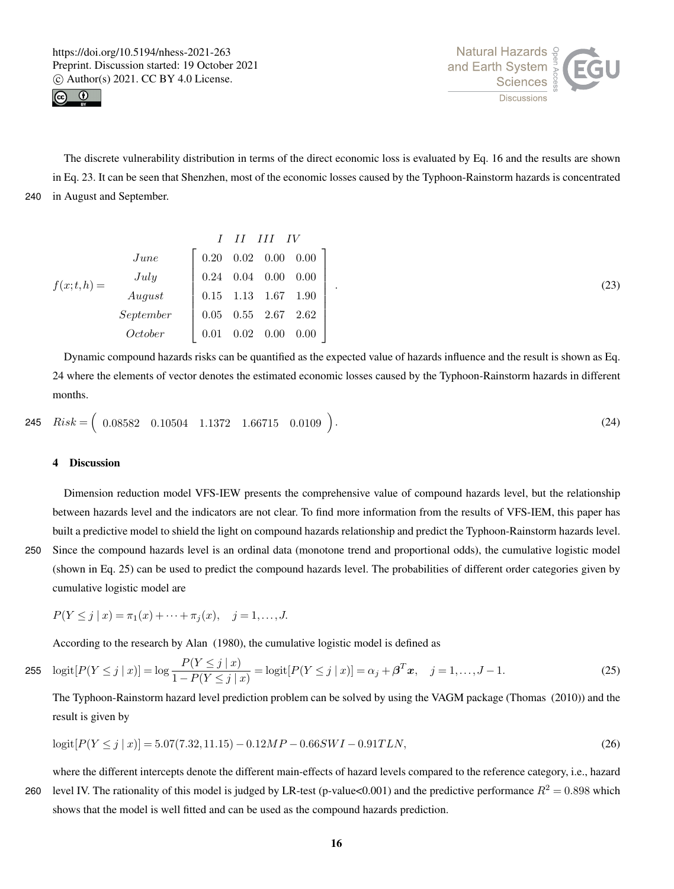The discrete vulnerability distribution in terms of the direct economic loss is evaluated by Eq. 16 and the results are shown in Eq. 23. It can be seen that Shenzhen, most of the economic losses caused by the Typhoon-Rainstorm hazards is concentrated in August and September.

$$
f(x;t,h) = \begin{array}{c} \\ June \\ July \\ August \\ September \\ October \end{array} \begin{array}{c} \begin{array}{cccc} I & II & III & IV \end{array} \\ \left[ \begin{array}{cccc} 0.20 & 0.02 & 0.00 & 0.00 \\ 0.24 & 0.04 & 0.00 & 0.00 \\ 0.15 & 1.13 & 1.67 & 1.90 \\ 0.05 & 0.55 & 2.67 & 2.62 \\ 0.01 & 0.02 & 0.00 & 0.00 \end{array} \right] \end{array} . \tag{23}
$$

Dynamic compound hazards risks can be quantified as the expected value of hazards influence and the result is shown as Eq. 24 where the elements of vector denotes the estimated economic losses caused by the Typhoon-Rainstorm hazards in different months.

$$
Risk = \begin{pmatrix} 0.08582 & 0.10504 & 1.1372 & 1.66715 & 0.0109 \end{pmatrix}. \tag{24}
$$

## 4 Discussion

Dimension reduction model VFS-IEW presents the comprehensive value of compound hazards level, but the relationship between hazards level and the indicators are not clear. To find more information from the results of VFS-IEM, this paper has built a predictive model to shield the light on compound hazards relationship and predict the Typhoon-Rainstorm hazards level. Since the compound hazards level is an ordinal data (monotone trend and proportional odds), the cumulative logistic model (shown in Eq. 25) can be used to predict the compound hazards level. The probabilities of different order categories given by cumulative logistic model are

$$
P(Y \leq j \mid x) = \pi_1(x) + \cdots + \pi_j(x), \quad j = 1, \ldots, J.
$$

According to the research by Alan (1980), the cumulative logistic model is defined as

$$
\operatorname{logit}[P(Y \leq j \mid x)] = \log \frac{P(Y \leq j \mid x)}{1 - P(Y \leq j \mid x)} = \operatorname{logit}[P(Y \leq j \mid x)] = \alpha_j + \boldsymbol{\beta}^T \boldsymbol{x}, \quad j = 1, \ldots, J-1. \tag{25}
$$

The Typhoon-Rainstorm hazard level prediction problem can be solved by using the VAGM package (Thomas (2010)) and the result is given by

$$
\operatorname{logit}[P(Y \leq j \mid x)] = 5.07(7.32, 11.15) - 0.12MP - 0.66SWI - 0.91TLN, \tag{26}
$$

where the different intercepts denote the different main-effects of hazard levels compared to the reference category, i.e., hazard level IV. The rationality of this model is judged by LR-test (p-value<0.001) and the predictive performance $R^2 = 0.898$ which shows that the model is well fitted and can be used as the compound hazards prediction.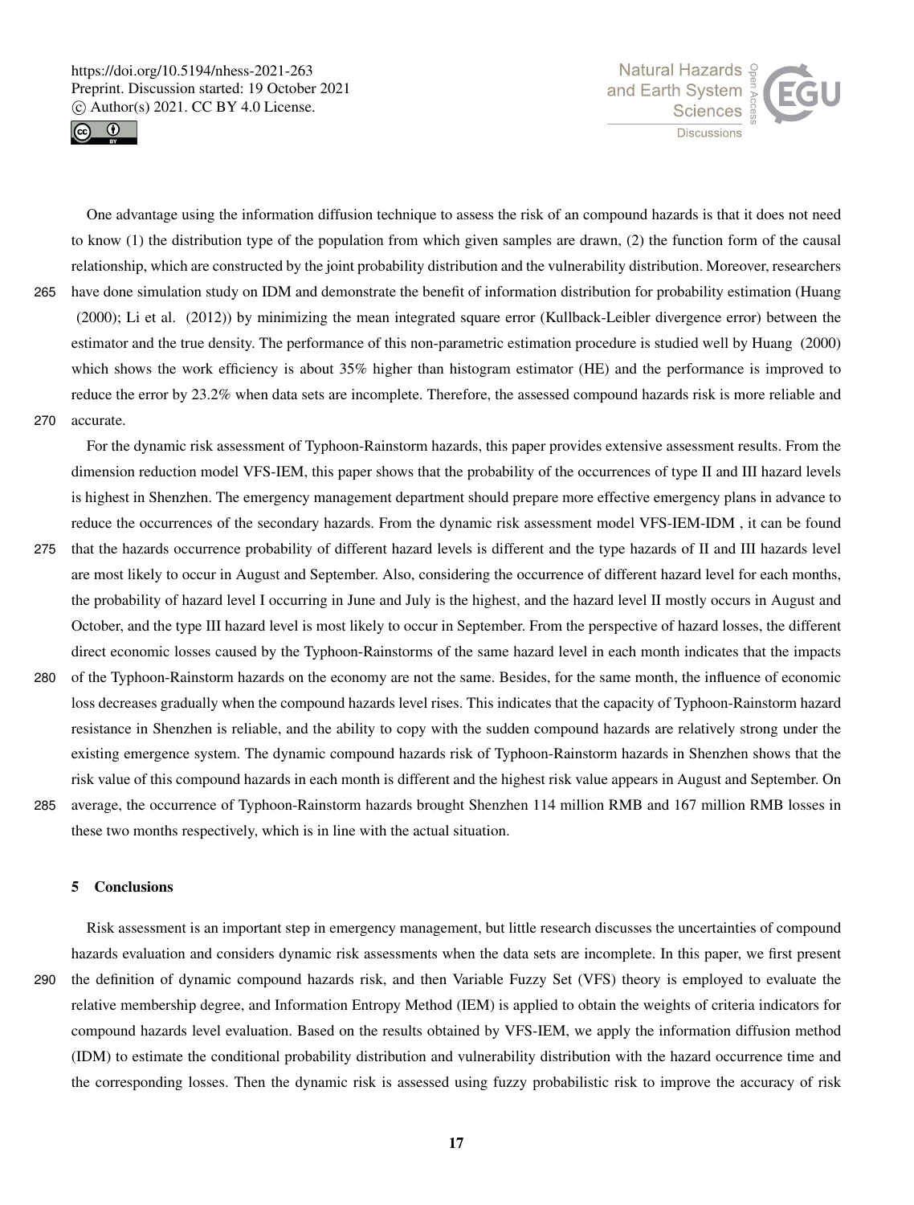One advantage using the information diffusion technique to assess the risk of an compound hazards is that it does not need to know (1) the distribution type of the population from which given samples are drawn, (2) the function form of the causal relationship, which are constructed by the joint probability distribution and the vulnerability distribution. Moreover, researchers have done simulation study on IDM and demonstrate the benefit of information distribution for probability estimation (Huang (2000); Li et al. (2012)) by minimizing the mean integrated square error (Kullback-Leibler divergence error) between the estimator and the true density. The performance of this non-parametric estimation procedure is studied well by Huang (2000) which shows the work efficiency is about 35% higher than histogram estimator (HE) and the performance is improved to reduce the error by 23.2% when data sets are incomplete. Therefore, the assessed compound hazards risk is more reliable and accurate.

For the dynamic risk assessment of Typhoon-Rainstorm hazards, this paper provides extensive assessment results. From the dimension reduction model VFS-IEM, this paper shows that the probability of the occurrences of type II and III hazard levels is highest in Shenzhen. The emergency management department should prepare more effective emergency plans in advance to reduce the occurrences of the secondary hazards. From the dynamic risk assessment model VFS-IEM-IDM , it can be found that the hazards occurrence probability of different hazard levels is different and the type hazards of II and III hazards level are most likely to occur in August and September. Also, considering the occurrence of different hazard level for each months, the probability of hazard level I occurring in June and July is the highest, and the hazard level II mostly occurs in August and October, and the type III hazard level is most likely to occur in September. From the perspective of hazard losses, the different direct economic losses caused by the Typhoon-Rainstorms of the same hazard level in each month indicates that the impacts of the Typhoon-Rainstorm hazards on the economy are not the same. Besides, for the same month, the influence of economic loss decreases gradually when the compound hazards level rises. This indicates that the capacity of Typhoon-Rainstorm hazard resistance in Shenzhen is reliable, and the ability to copy with the sudden compound hazards are relatively strong under the existing emergence system. The dynamic compound hazards risk of Typhoon-Rainstorm hazards in Shenzhen shows that the risk value of this compound hazards in each month is different and the highest risk value appears in August and September. On average, the occurrence of Typhoon-Rainstorm hazards brought Shenzhen 114 million RMB and 167 million RMB losses in these two months respectively, which is in line with the actual situation.

## 5 Conclusions

Risk assessment is an important step in emergency management, but little research discusses the uncertainties of compound hazards evaluation and considers dynamic risk assessments when the data sets are incomplete. In this paper, we first present the definition of dynamic compound hazards risk, and then Variable Fuzzy Set (VFS) theory is employed to evaluate the relative membership degree, and Information Entropy Method (IEM) is applied to obtain the weights of criteria indicators for compound hazards level evaluation. Based on the results obtained by VFS-IEM, we apply the information diffusion method (IDM) to estimate the conditional probability distribution and vulnerability distribution with the hazard occurrence time and the corresponding losses. Then the dynamic risk is assessed using fuzzy probabilistic risk to improve the accuracy of risk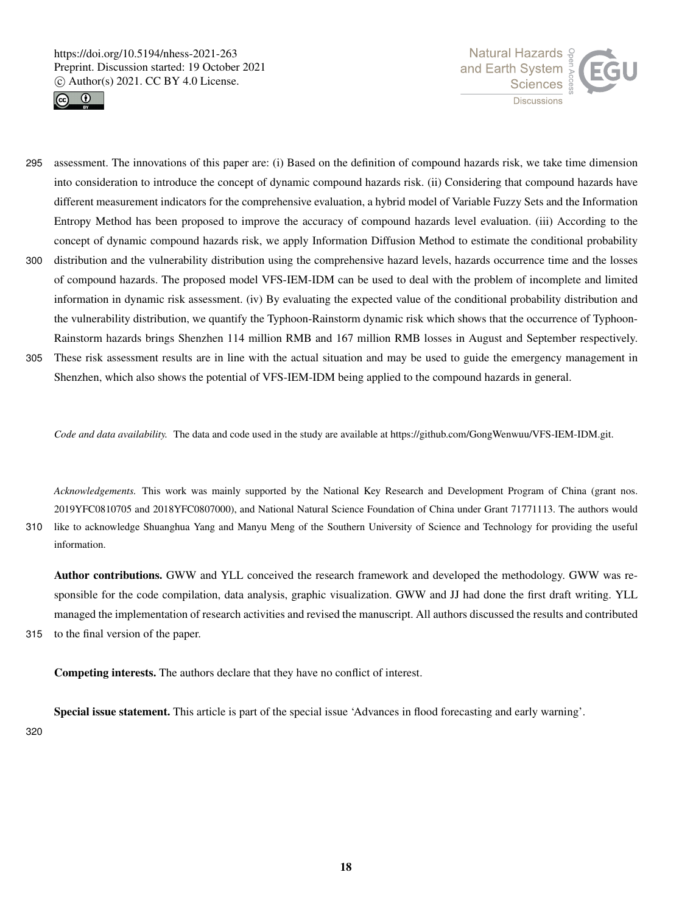assessment. The innovations of this paper are: (i) Based on the definition of compound hazards risk, we take time dimension into consideration to introduce the concept of dynamic compound hazards risk. (ii) Considering that compound hazards have different measurement indicators for the comprehensive evaluation, a hybrid model of Variable Fuzzy Sets and the Information Entropy Method has been proposed to improve the accuracy of compound hazards level evaluation. (iii) According to the concept of dynamic compound hazards risk, we apply Information Diffusion Method to estimate the conditional probability distribution and the vulnerability distribution using the comprehensive hazard levels, hazards occurrence time and the losses of compound hazards. The proposed model VFS-IEM-IDM can be used to deal with the problem of incomplete and limited information in dynamic risk assessment. (iv) By evaluating the expected value of the conditional probability distribution and the vulnerability distribution, we quantify the Typhoon-Rainstorm dynamic risk which shows that the occurrence of Typhoon-Rainstorm hazards brings Shenzhen 114 million RMB and 167 million RMB losses in August and September respectively. These risk assessment results are in line with the actual situation and may be used to guide the emergency management in Shenzhen, which also shows the potential of VFS-IEM-IDM being applied to the compound hazards in general.

*Code and data availability.* The data and code used in the study are available at https://github.com/GongWenwuu/VFS-IEM-IDM.git.

*Acknowledgements.* This work was mainly supported by the National Key Research and Development Program of China (grant nos. 2019YFC0810705 and 2018YFC0807000), and National Natural Science Foundation of China under Grant 71771113. The authors would like to acknowledge Shuanghua Yang and Manyu Meng of the Southern University of Science and Technology for providing the useful information.

**Author contributions.** GWW and YLL conceived the research framework and developed the methodology. GWW was responsible for the code compilation, data analysis, graphic visualization. GWW and JJ had done the first draft writing. YLL managed the implementation of research activities and revised the manuscript. All authors discussed the results and contributed to the final version of the paper.

**Competing interests.** The authors declare that they have no conflict of interest.

**Special issue statement.** This article is part of the special issue 'Advances in flood forecasting and early warning'.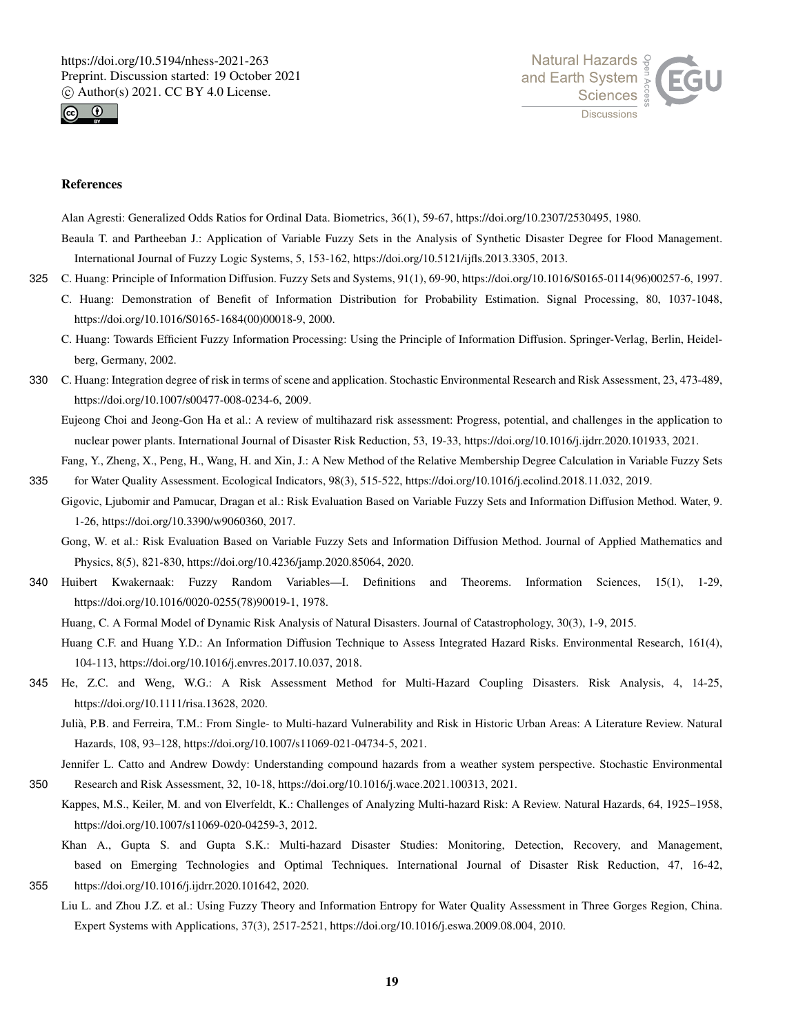## References

Alan Agresti: Generalized Odds Ratios for Ordinal Data. Biometrics, 36(1), 59-67, https://doi.org/10.2307/2530495, 1980.

Beaula T. and Partheeban J.: Application of Variable Fuzzy Sets in the Analysis of Synthetic Disaster Degree for Flood Management. International Journal of Fuzzy Logic Systems, 5, 153-162, https://doi.org/10.5121/ijfls.2013.3305, 2013.

C. Huang: Principle of Information Diffusion. Fuzzy Sets and Systems, 91(1), 69-90, https://doi.org/10.1016/S0165-0114(96)00257-6, 1997.

C. Huang: Demonstration of Benefit of Information Distribution for Probability Estimation. Signal Processing, 80, 1037-1048, https://doi.org/10.1016/S0165-1684(00)00018-9, 2000.

C. Huang: Towards Efficient Fuzzy Information Processing: Using the Principle of Information Diffusion. Springer-Verlag, Berlin, Heidelberg, Germany, 2002.

C. Huang: Integration degree of risk in terms of scene and application. Stochastic Environmental Research and Risk Assessment, 23, 473-489, https://doi.org/10.1007/s00477-008-0234-6, 2009.

Eujeong Choi and Jeong-Gon Ha et al.: A review of multihazard risk assessment: Progress, potential, and challenges in the application to nuclear power plants. International Journal of Disaster Risk Reduction, 53, 19-33, https://doi.org/10.1016/j.ijdrr.2020.101933, 2021.

Fang, Y., Zheng, X., Peng, H., Wang, H. and Xin, J.: A New Method of the Relative Membership Degree Calculation in Variable Fuzzy Sets for Water Quality Assessment. Ecological Indicators, 98(3), 515-522, https://doi.org/10.1016/j.ecolind.2018.11.032, 2019.

Gigovic, Ljubomir and Pamucar, Dragan et al.: Risk Evaluation Based on Variable Fuzzy Sets and Information Diffusion Method. Water, 9. 1-26, https://doi.org/10.3390/w9060360, 2017.

Gong, W. et al.: Risk Evaluation Based on Variable Fuzzy Sets and Information Diffusion Method. Journal of Applied Mathematics and Physics, 8(5), 821-830, https://doi.org/10.4236/jamp.2020.85064, 2020.

Huibert Kwakernaak: Fuzzy Random Variables—I. Definitions and Theorems. Information Sciences, 15(1), 1-29, https://doi.org/10.1016/0020-0255(78)90019-1, 1978.

Huang, C. A Formal Model of Dynamic Risk Analysis of Natural Disasters. Journal of Catastrophology, 30(3), 1-9, 2015.

Huang C.F. and Huang Y.D.: An Information Diffusion Technique to Assess Integrated Hazard Risks. Environmental Research, 161(4), 104-113, https://doi.org/10.1016/j.envres.2017.10.037, 2018.

He, Z.C. and Weng, W.G.: A Risk Assessment Method for Multi-Hazard Coupling Disasters. Risk Analysis, 4, 14-25, https://doi.org/10.1111/risa.13628, 2020.

Julià, P.B. and Ferreira, T.M.: From Single- to Multi-hazard Vulnerability and Risk in Historic Urban Areas: A Literature Review. Natural Hazards, 108, 93–128, https://doi.org/10.1007/s11069-021-04734-5, 2021.

Jennifer L. Catto and Andrew Dowdy: Understanding compound hazards from a weather system perspective. Stochastic Environmental Research and Risk Assessment, 32, 10-18, https://doi.org/10.1016/j.wace.2021.100313, 2021.

Kappes, M.S., Keiler, M. and von Elverfeldt, K.: Challenges of Analyzing Multi-hazard Risk: A Review. Natural Hazards, 64, 1925–1958, https://doi.org/10.1007/s11069-020-04259-3, 2012.

Khan A., Gupta S. and Gupta S.K.: Multi-hazard Disaster Studies: Monitoring, Detection, Recovery, and Management, based on Emerging Technologies and Optimal Techniques. International Journal of Disaster Risk Reduction, 47, 16-42, https://doi.org/10.1016/j.ijdrr.2020.101642, 2020.

Liu L. and Zhou J.Z. et al.: Using Fuzzy Theory and Information Entropy for Water Quality Assessment in Three Gorges Region, China. Expert Systems with Applications, 37(3), 2517-2521, https://doi.org/10.1016/j.eswa.2009.08.004, 2010.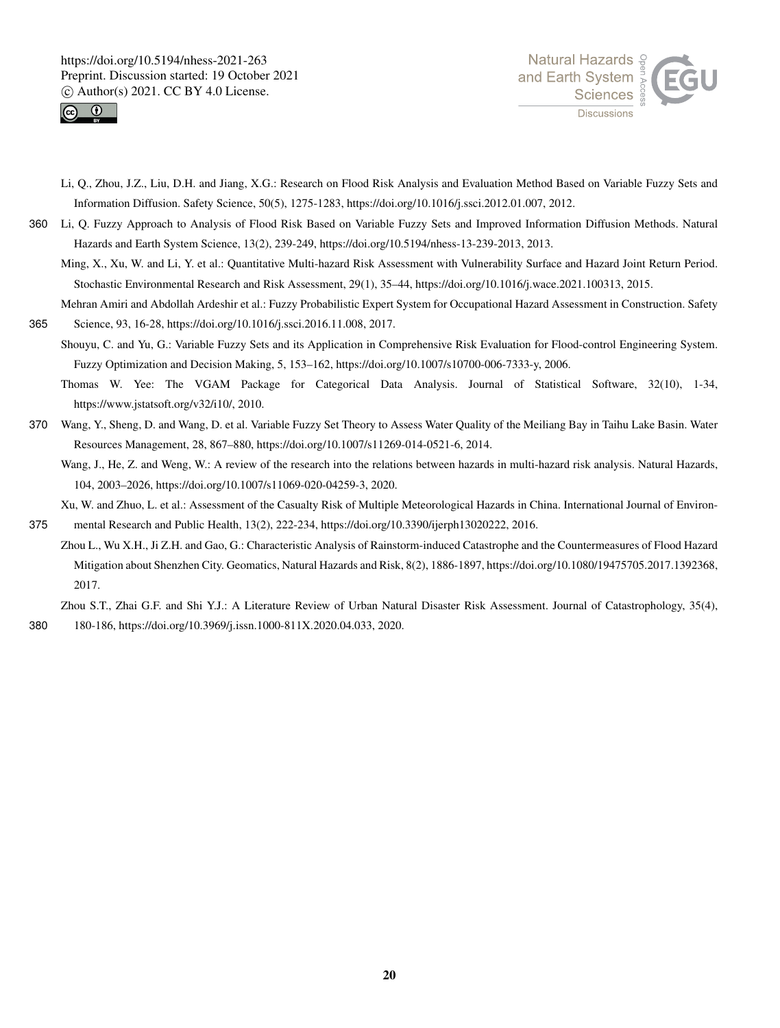Li, Q., Zhou, J.Z., Liu, D.H. and Jiang, X.G.: Research on Flood Risk Analysis and Evaluation Method Based on Variable Fuzzy Sets and Information Diffusion. Safety Science, 50(5), 1275-1283, https://doi.org/10.1016/j.ssci.2012.01.007, 2012.

Li, Q. Fuzzy Approach to Analysis of Flood Risk Based on Variable Fuzzy Sets and Improved Information Diffusion Methods. Natural Hazards and Earth System Science, 13(2), 239-249, https://doi.org/10.5194/nhess-13-239-2013, 2013.

Ming, X., Xu, W. and Li, Y. et al.: Quantitative Multi-hazard Risk Assessment with Vulnerability Surface and Hazard Joint Return Period. Stochastic Environmental Research and Risk Assessment, 29(1), 35–44, https://doi.org/10.1016/j.wace.2021.100313, 2015.

Mehran Amiri and Abdollah Ardeshir et al.: Fuzzy Probabilistic Expert System for Occupational Hazard Assessment in Construction. Safety Science, 93, 16-28, https://doi.org/10.1016/j.ssci.2016.11.008, 2017.

Shouyu, C. and Yu, G.: Variable Fuzzy Sets and its Application in Comprehensive Risk Evaluation for Flood-control Engineering System. Fuzzy Optimization and Decision Making, 5, 153–162, https://doi.org/10.1007/s10700-006-7333-y, 2006.

Thomas W. Yee: The VGAM Package for Categorical Data Analysis. Journal of Statistical Software, 32(10), 1-34, https://www.jstatsoft.org/v32/i10/, 2010.

Wang, Y., Sheng, D. and Wang, D. et al. Variable Fuzzy Set Theory to Assess Water Quality of the Meiliang Bay in Taihu Lake Basin. Water Resources Management, 28, 867–880, https://doi.org/10.1007/s11269-014-0521-6, 2014.

Wang, J., He, Z. and Weng, W.: A review of the research into the relations between hazards in multi-hazard risk analysis. Natural Hazards, 104, 2003–2026, https://doi.org/10.1007/s11069-020-04259-3, 2020.

Xu, W. and Zhuo, L. et al.: Assessment of the Casualty Risk of Multiple Meteorological Hazards in China. International Journal of Environmental Research and Public Health, 13(2), 222-234, https://doi.org/10.3390/ijerph13020222, 2016.

Zhou L., Wu X.H., Ji Z.H. and Gao, G.: Characteristic Analysis of Rainstorm-induced Catastrophe and the Countermeasures of Flood Hazard Mitigation about Shenzhen City. Geomatics, Natural Hazards and Risk, 8(2), 1886-1897, https://doi.org/10.1080/19475705.2017.1392368, 2017.

Zhou S.T., Zhai G.F. and Shi Y.J.: A Literature Review of Urban Natural Disaster Risk Assessment. Journal of Catastrophology, 35(4), 180-186, https://doi.org/10.3969/j.issn.1000-811X.2020.04.033, 2020.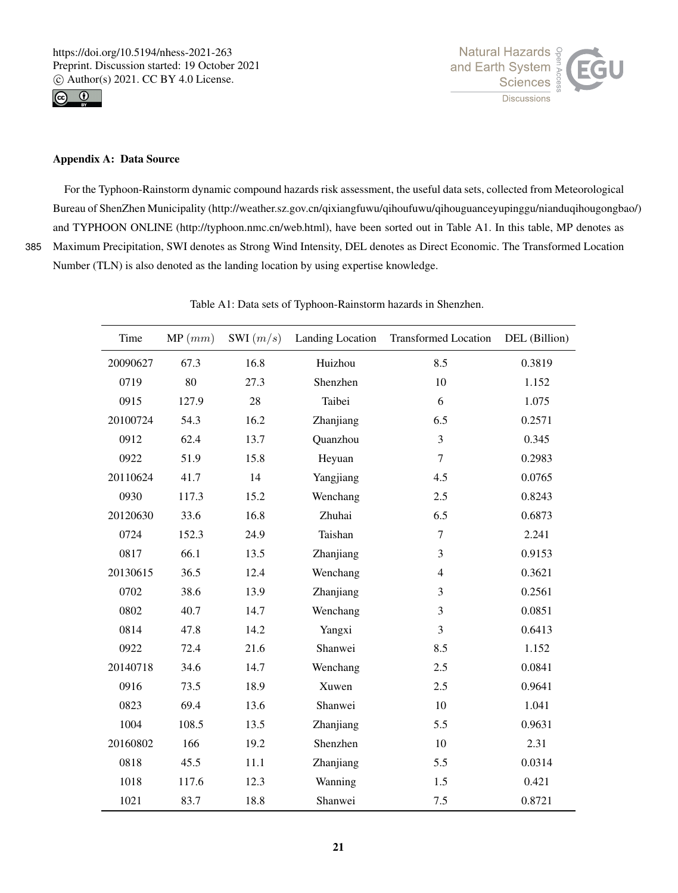## Appendix A: Data Source

For the Typhoon-Rainstorm dynamic compound hazards risk assessment, the useful data sets, collected from Meteorological Bureau of ShenZhen Municipality (http://weather.sz.gov.cn/qixiangfuwu/qihoufuwu/qihouguanceyupinggu/nianduqihougongbao/) and TYPHOON ONLINE (http://typhoon.nmc.cn/web.html), have been sorted out in Table A1. In this table, MP denotes as Maximum Precipitation, SWI denotes as Strong Wind Intensity, DEL denotes as Direct Economic. The Transformed Location Number (TLN) is also denoted as the landing location by using expertise knowledge.

Table A1: Data sets of Typhoon-Rainstorm hazards in Shenzhen.

| Time | MP ($mm$) | SWI ($m/s$) | Landing Location | Transformed Location | DEL (Billion) |
|---|---|---|---|---|---|
| 20090627 | 67.3 | 16.8 | Huizhou | 8.5 | 0.3819 |
| 0719 | 80 | 27.3 | Shenzhen | 10 | 1.152 |
| 0915 | 127.9 | 28 | Taibei | 6 | 1.075 |
| 20100724 | 54.3 | 16.2 | Zhanjiang | 6.5 | 0.2571 |
| 0912 | 62.4 | 13.7 | Quanzhou | 3 | 0.345 |
| 0922 | 51.9 | 15.8 | Heyuan | 7 | 0.2983 |
| 20110624 | 41.7 | 14 | Yangjiang | 4.5 | 0.0765 |
| 0930 | 117.3 | 15.2 | Wenchang | 2.5 | 0.8243 |
| 20120630 | 33.6 | 16.8 | Zhuhai | 6.5 | 0.6873 |
| 0724 | 152.3 | 24.9 | Taishan | 7 | 2.241 |
| 0817 | 66.1 | 13.5 | Zhanjiang | 3 | 0.9153 |
| 20130615 | 36.5 | 12.4 | Wenchang | 4 | 0.3621 |
| 0702 | 38.6 | 13.9 | Zhanjiang | 3 | 0.2561 |
| 0802 | 40.7 | 14.7 | Wenchang | 3 | 0.0851 |
| 0814 | 47.8 | 14.2 | Yangxi | 3 | 0.6413 |
| 0922 | 72.4 | 21.6 | Shanwei | 8.5 | 1.152 |
| 20140718 | 34.6 | 14.7 | Wenchang | 2.5 | 0.0841 |
| 0916 | 73.5 | 18.9 | Xuwen | 2.5 | 0.9641 |
| 0823 | 69.4 | 13.6 | Shanwei | 10 | 1.041 |
| 1004 | 108.5 | 13.5 | Zhanjiang | 5.5 | 0.9631 |
| 20160802 | 166 | 19.2 | Shenzhen | 10 | 2.31 |
| 0818 | 45.5 | 11.1 | Zhanjiang | 5.5 | 0.0314 |
| 1018 | 117.6 | 12.3 | Wanning | 1.5 | 0.421 |
| 1021 | 83.7 | 18.8 | Shanwei | 7.5 | 0.8721 |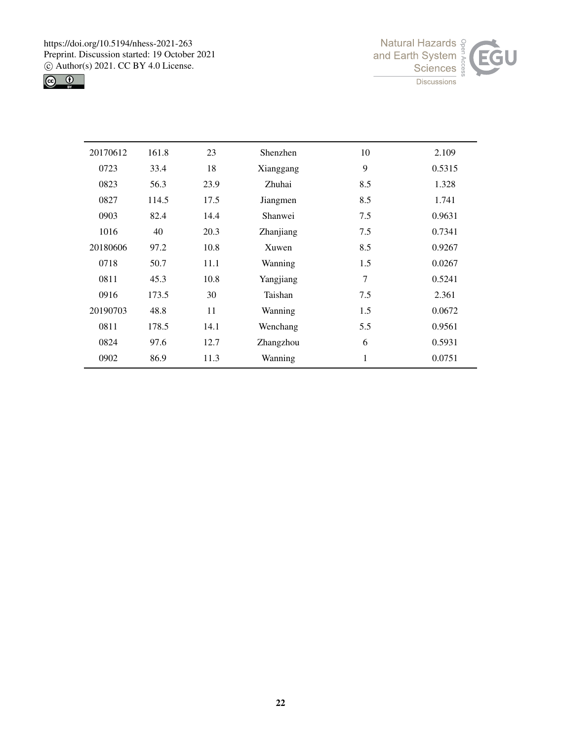| | | | | | |
|---|---|---|---|---|---|
| 20170612 | 161.8 | 23 | Shenzhen | 10 | 2.109 |
| 0723 | 33.4 | 18 | Xianggang | 9 | 0.5315 |
| 0823 | 56.3 | 23.9 | Zhuhai | 8.5 | 1.328 |
| 0827 | 114.5 | 17.5 | Jiangmen | 8.5 | 1.741 |
| 0903 | 82.4 | 14.4 | Shanwei | 7.5 | 0.9631 |
| 1016 | 40 | 20.3 | Zhanjiang | 7.5 | 0.7341 |
| 20180606 | 97.2 | 10.8 | Xuwen | 8.5 | 0.9267 |
| 0718 | 50.7 | 11.1 | Wanning | 1.5 | 0.0267 |
| 0811 | 45.3 | 10.8 | Yangjiang | 7 | 0.5241 |
| 0916 | 173.5 | 30 | Taishan | 7.5 | 2.361 |
| 20190703 | 48.8 | 11 | Wanning | 1.5 | 0.0672 |
| 0811 | 178.5 | 14.1 | Wenchang | 5.5 | 0.9561 |
| 0824 | 97.6 | 12.7 | Zhangzhou | 6 | 0.5931 |
| 0902 | 86.9 | 11.3 | Wanning | 1 | 0.0751 |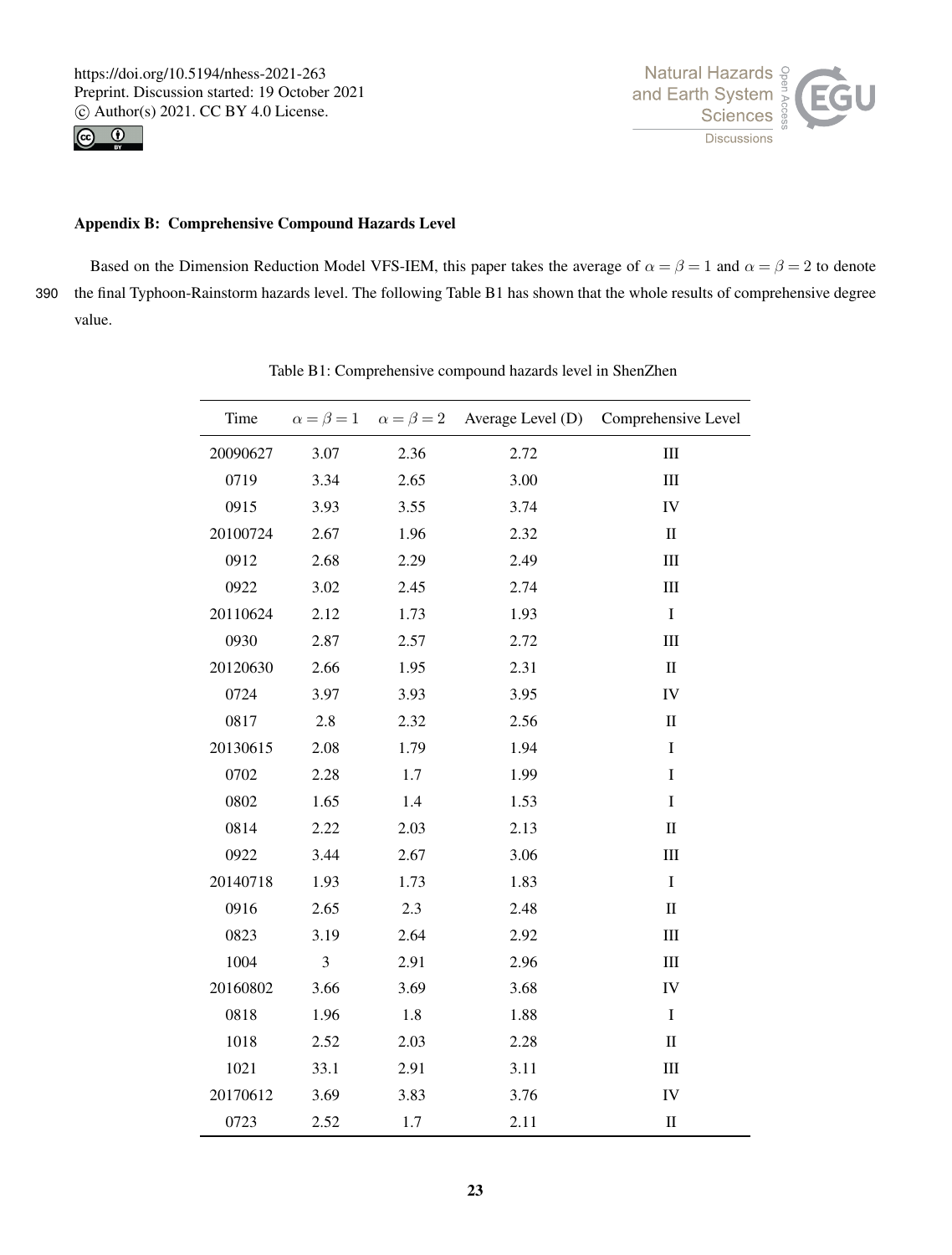## Appendix B: Comprehensive Compound Hazards Level

Based on the Dimension Reduction Model VFS-IEM, this paper takes the average of $\alpha = \beta = 1$ and $\alpha = \beta = 2$ to denote the final Typhoon-Rainstorm hazards level. The following Table B1 has shown that the whole results of comprehensive degree value.

Table B1: Comprehensive compound hazards level in ShenZhen

| Time | $\alpha = \beta = 1$ | $\alpha = \beta = 2$ | Average Level (D) | Comprehensive Level |
|---|---|---|---|---|
| 20090627 | 3.07 | 2.36 | 2.72 | III |
| 0719 | 3.34 | 2.65 | 3.00 | III |
| 0915 | 3.93 | 3.55 | 3.74 | IV |
| 20100724 | 2.67 | 1.96 | 2.32 | II |
| 0912 | 2.68 | 2.29 | 2.49 | III |
| 0922 | 3.02 | 2.45 | 2.74 | III |
| 20110624 | 2.12 | 1.73 | 1.93 | I |
| 0930 | 2.87 | 2.57 | 2.72 | III |
| 20120630 | 2.66 | 1.95 | 2.31 | II |
| 0724 | 3.97 | 3.93 | 3.95 | IV |
| 0817 | 2.8 | 2.32 | 2.56 | II |
| 20130615 | 2.08 | 1.79 | 1.94 | I |
| 0702 | 2.28 | 1.7 | 1.99 | I |
| 0802 | 1.65 | 1.4 | 1.53 | I |
| 0814 | 2.22 | 2.03 | 2.13 | II |
| 0922 | 3.44 | 2.67 | 3.06 | III |
| 20140718 | 1.93 | 1.73 | 1.83 | I |
| 0916 | 2.65 | 2.3 | 2.48 | II |
| 0823 | 3.19 | 2.64 | 2.92 | III |
| 1004 | 3 | 2.91 | 2.96 | III |
| 20160802 | 3.66 | 3.69 | 3.68 | IV |
| 0818 | 1.96 | 1.8 | 1.88 | I |
| 1018 | 2.52 | 2.03 | 2.28 | II |
| 1021 | 33.1 | 2.91 | 3.11 | III |
| 20170612 | 3.69 | 3.83 | 3.76 | IV |
| 0723 | 2.52 | 1.7 | 2.11 | II |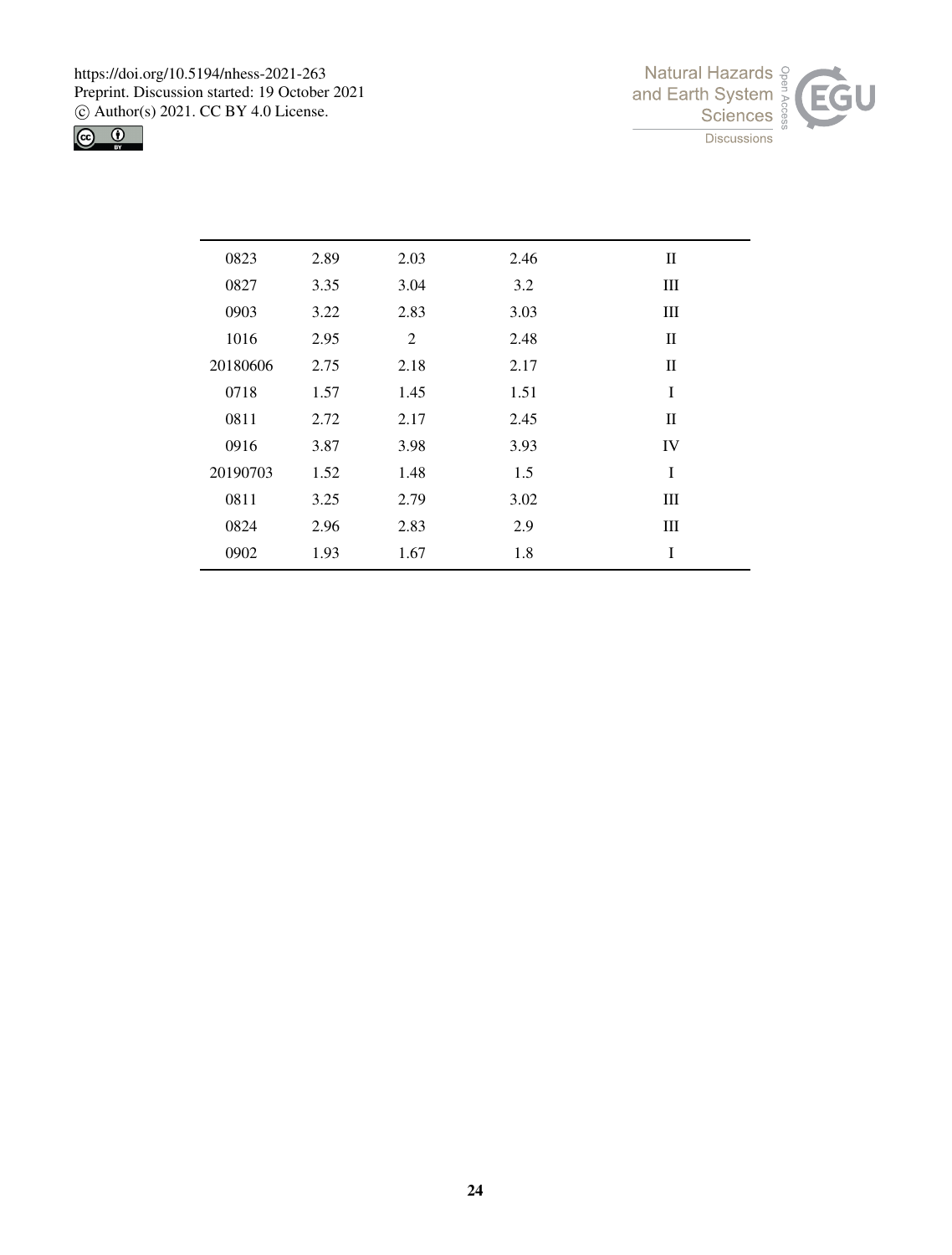| | | | | |
|---|---|---|---|---|
| 0823 | 2.89 | 2.03 | 2.46 | II |
| 0827 | 3.35 | 3.04 | 3.2 | III |
| 0903 | 3.22 | 2.83 | 3.03 | III |
| 1016 | 2.95 | 2 | 2.48 | II |
| 20180606 | 2.75 | 2.18 | 2.17 | II |
| 0718 | 1.57 | 1.45 | 1.51 | I |
| 0811 | 2.72 | 2.17 | 2.45 | II |
| 0916 | 3.87 | 3.98 | 3.93 | IV |
| 20190703 | 1.52 | 1.48 | 1.5 | I |
| 0811 | 3.25 | 2.79 | 3.02 | III |
| 0824 | 2.96 | 2.83 | 2.9 | III |
| 0902 | 1.93 | 1.67 | 1.8 | I |